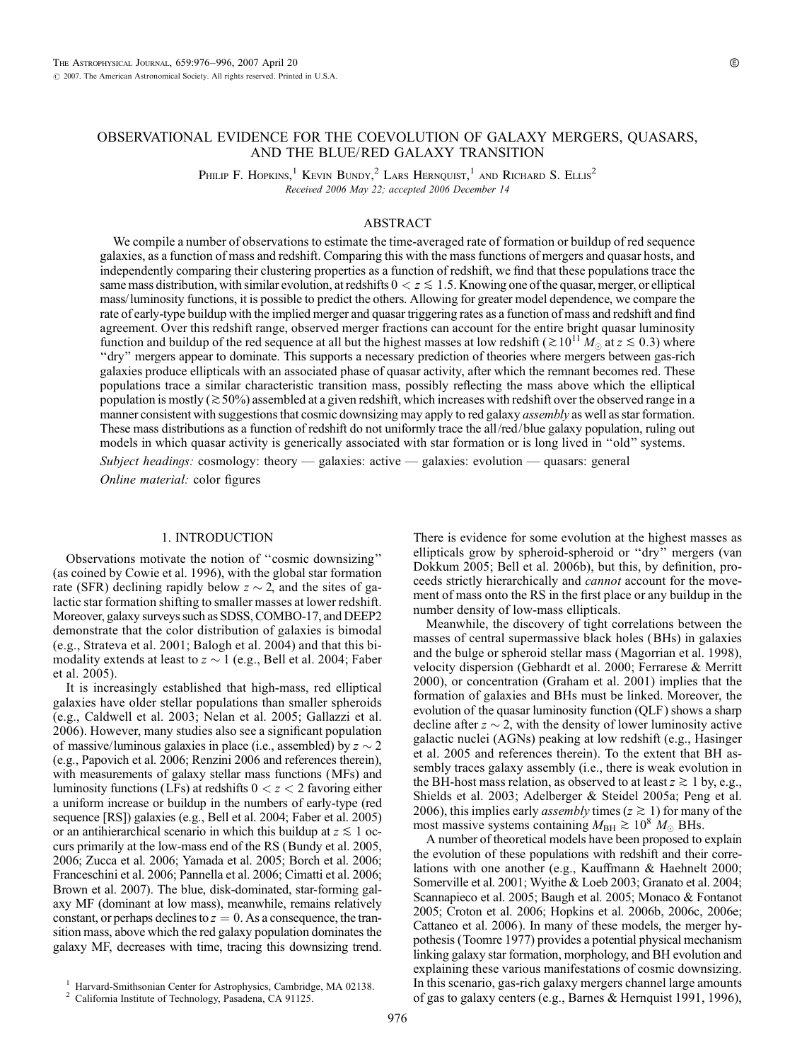# OBSERVATIONAL EVIDENCE FOR THE COEVOLUTION OF GALAXY MERGERS, QUASARS, AND THE BLUE/RED GALAXY TRANSITION

Philip F. Hopkins,[1] Kevin Bundy,[2] Lars Hernquist,[1] and Richard S. Ellis[2]

*Received 2006 May 22; accepted 2006 December 14*

## ABSTRACT

We compile a number of observations to estimate the time-averaged rate of formation or buildup of red sequence galaxies, as a function of mass and redshift. Comparing this with the mass functions of mergers and quasar hosts, and independently comparing their clustering properties as a function of redshift, we find that these populations trace the same mass distribution, with similar evolution, at redshifts $0 < z \lesssim 1.5$. Knowing one of the quasar, merger, or elliptical mass/luminosity functions, it is possible to predict the others. Allowing for greater model dependence, we compare the rate of early-type buildup with the implied merger and quasar triggering rates as a function of mass and redshift and find agreement. Over this redshift range, observed merger fractions can account for the entire bright quasar luminosity function and buildup of the red sequence at all but the highest masses at low redshift ($\gtrsim 10^{11}\ M_{\odot}$ at $z \lesssim 0.3$) where "dry" mergers appear to dominate. This supports a necessary prediction of theories where mergers between gas-rich galaxies produce ellipticals with an associated phase of quasar activity, after which the remnant becomes red. These populations trace a similar characteristic transition mass, possibly reflecting the mass above which the elliptical population is mostly ($\gtrsim 50\%$) assembled at a given redshift, which increases with redshift over the observed range in a manner consistent with suggestions that cosmic downsizing may apply to red galaxy *assembly* as well as star formation. These mass distributions as a function of redshift do not uniformly trace the all/red/blue galaxy population, ruling out models in which quasar activity is generically associated with star formation or is long lived in "old" systems.

*Subject headings:* cosmology: theory — galaxies: active — galaxies: evolution — quasars: general

*Online material:* color figures

## 1. INTRODUCTION

Observations motivate the notion of "cosmic downsizing" (as coined by Cowie et al. 1996), with the global star formation rate (SFR) declining rapidly below $z \sim 2$, and the sites of galactic star formation shifting to smaller masses at lower redshift. Moreover, galaxy surveys such as SDSS, COMBO-17, and DEEP2 demonstrate that the color distribution of galaxies is bimodal (e.g., Strateva et al. 2001; Balogh et al. 2004) and that this bimodality extends at least to $z \sim 1$ (e.g., Bell et al. 2004; Faber et al. 2005).

It is increasingly established that high-mass, red elliptical galaxies have older stellar populations than smaller spheroids (e.g., Caldwell et al. 2003; Nelan et al. 2005; Gallazzi et al. 2006). However, many studies also see a significant population of massive/luminous galaxies in place (i.e., assembled) by $z \sim 2$ (e.g., Papovich et al. 2006; Renzini 2006 and references therein), with measurements of galaxy stellar mass functions (MFs) and luminosity functions (LFs) at redshifts $0 < z < 2$ favoring either a uniform increase or buildup in the numbers of early-type (red sequence [RS]) galaxies (e.g., Bell et al. 2004; Faber et al. 2005) or an antihierarchical scenario in which this buildup at $z \lesssim 1$ occurs primarily at the low-mass end of the RS (Bundy et al. 2005, 2006; Zucca et al. 2006; Yamada et al. 2005; Borch et al. 2006; Franceschini et al. 2006; Pannella et al. 2006; Cimatti et al. 2006; Brown et al. 2007). The blue, disk-dominated, star-forming galaxy MF (dominant at low mass), meanwhile, remains relatively constant, or perhaps declines to $z = 0$. As a consequence, the transition mass, above which the red galaxy population dominates the galaxy MF, decreases with time, tracing this downsizing trend. There is evidence for some evolution at the highest masses as ellipticals grow by spheroid-spheroid or "dry" mergers (van Dokkum 2005; Bell et al. 2006b), but this, by definition, proceeds strictly hierarchically and *cannot* account for the movement of mass onto the RS in the first place or any buildup in the number density of low-mass ellipticals.

Meanwhile, the discovery of tight correlations between the masses of central supermassive black holes (BHs) in galaxies and the bulge or spheroid stellar mass (Magorrian et al. 1998), velocity dispersion (Gebhardt et al. 2000; Ferrarese & Merritt 2000), or concentration (Graham et al. 2001) implies that the formation of galaxies and BHs must be linked. Moreover, the evolution of the quasar luminosity function (QLF) shows a sharp decline after $z \sim 2$, with the density of lower luminosity active galactic nuclei (AGNs) peaking at low redshift (e.g., Hasinger et al. 2005 and references therein). To the extent that BH assembly traces galaxy assembly (i.e., there is weak evolution in the BH-host mass relation, as observed to at least $z \gtrsim 1$ by, e.g., Shields et al. 2003; Adelberger & Steidel 2005a; Peng et al. 2006), this implies early *assembly* times ($z \gtrsim 1$) for many of the most massive systems containing $M_{\rm BH} \gtrsim 10^8\ M_{\odot}$ BHs.

A number of theoretical models have been proposed to explain the evolution of these populations with redshift and their correlations with one another (e.g., Kauffmann & Haehnelt 2000; Somerville et al. 2001; Wyithe & Loeb 2003; Granato et al. 2004; Scannapieco et al. 2005; Baugh et al. 2005; Monaco & Fontanot 2005; Croton et al. 2006; Hopkins et al. 2006b, 2006c, 2006e; Cattaneo et al. 2006). In many of these models, the merger hypothesis (Toomre 1977) provides a potential physical mechanism linking galaxy star formation, morphology, and BH evolution and explaining these various manifestations of cosmic downsizing. In this scenario, gas-rich galaxy mergers channel large amounts of gas to galaxy centers (e.g., Barnes & Hernquist 1991, 1996),

[1] Harvard-Smithsonian Center for Astrophysics, Cambridge, MA 02138.
[2] California Institute of Technology, Pasadena, CA 91125.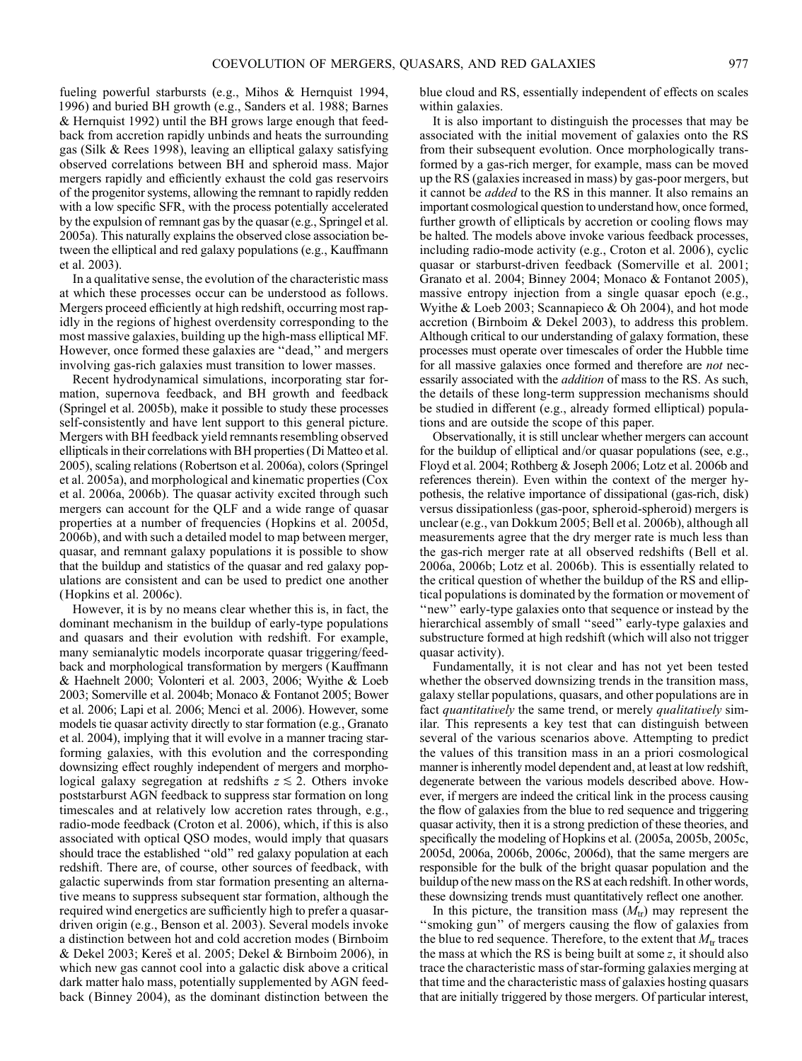fueling powerful starbursts (e.g., Mihos & Hernquist 1994, 1996) and buried BH growth (e.g., Sanders et al. 1988; Barnes & Hernquist 1992) until the BH grows large enough that feedback from accretion rapidly unbinds and heats the surrounding gas (Silk & Rees 1998), leaving an elliptical galaxy satisfying observed correlations between BH and spheroid mass. Major mergers rapidly and efficiently exhaust the cold gas reservoirs of the progenitor systems, allowing the remnant to rapidly redden with a low specific SFR, with the process potentially accelerated by the expulsion of remnant gas by the quasar (e.g., Springel et al. 2005a). This naturally explains the observed close association between the elliptical and red galaxy populations (e.g., Kauffmann et al. 2003).

In a qualitative sense, the evolution of the characteristic mass at which these processes occur can be understood as follows. Mergers proceed efficiently at high redshift, occurring most rapidly in the regions of highest overdensity corresponding to the most massive galaxies, building up the high-mass elliptical MF. However, once formed these galaxies are "dead," and mergers involving gas-rich galaxies must transition to lower masses.

Recent hydrodynamical simulations, incorporating star formation, supernova feedback, and BH growth and feedback (Springel et al. 2005b), make it possible to study these processes self-consistently and have lent support to this general picture. Mergers with BH feedback yield remnants resembling observed ellipticals in their correlations with BH properties (Di Matteo et al. 2005), scaling relations (Robertson et al. 2006a), colors (Springel et al. 2005a), and morphological and kinematic properties (Cox et al. 2006a, 2006b). The quasar activity excited through such mergers can account for the QLF and a wide range of quasar properties at a number of frequencies (Hopkins et al. 2005d, 2006b), and with such a detailed model to map between merger, quasar, and remnant galaxy populations it is possible to show that the buildup and statistics of the quasar and red galaxy populations are consistent and can be used to predict one another (Hopkins et al. 2006c).

However, it is by no means clear whether this is, in fact, the dominant mechanism in the buildup of early-type populations and quasars and their evolution with redshift. For example, many semianalytic models incorporate quasar triggering/feedback and morphological transformation by mergers (Kauffmann & Haehnelt 2000; Volonteri et al. 2003, 2006; Wyithe & Loeb 2003; Somerville et al. 2004b; Monaco & Fontanot 2005; Bower et al. 2006; Lapi et al. 2006; Menci et al. 2006). However, some models tie quasar activity directly to star formation (e.g., Granato et al. 2004), implying that it will evolve in a manner tracing star-forming galaxies, with this evolution and the corresponding downsizing effect roughly independent of mergers and morphological galaxy segregation at redshifts $z \lesssim 2$. Others invoke poststarburst AGN feedback to suppress star formation on long timescales and at relatively low accretion rates through, e.g., radio-mode feedback (Croton et al. 2006), which, if this is also associated with optical QSO modes, would imply that quasars should trace the established "old" red galaxy population at each redshift. There are, of course, other sources of feedback, with galactic superwinds from star formation presenting an alternative means to suppress subsequent star formation, although the required wind energetics are sufficiently high to prefer a quasar-driven origin (e.g., Benson et al. 2003). Several models invoke a distinction between hot and cold accretion modes (Birnboim & Dekel 2003; Kereš et al. 2005; Dekel & Birnboim 2006), in which new gas cannot cool into a galactic disk above a critical dark matter halo mass, potentially supplemented by AGN feedback (Binney 2004), as the dominant distinction between the blue cloud and RS, essentially independent of effects on scales within galaxies.

It is also important to distinguish the processes that may be associated with the initial movement of galaxies onto the RS from their subsequent evolution. Once morphologically transformed by a gas-rich merger, for example, mass can be moved up the RS (galaxies increased in mass) by gas-poor mergers, but it cannot be *added* to the RS in this manner. It also remains an important cosmological question to understand how, once formed, further growth of ellipticals by accretion or cooling flows may be halted. The models above invoke various feedback processes, including radio-mode activity (e.g., Croton et al. 2006), cyclic quasar or starburst-driven feedback (Somerville et al. 2001; Granato et al. 2004; Binney 2004; Monaco & Fontanot 2005), massive entropy injection from a single quasar epoch (e.g., Wyithe & Loeb 2003; Scannapieco & Oh 2004), and hot mode accretion (Birnboim & Dekel 2003), to address this problem. Although critical to our understanding of galaxy formation, these processes must operate over timescales of order the Hubble time for all massive galaxies once formed and therefore are *not* necessarily associated with the *addition* of mass to the RS. As such, the details of these long-term suppression mechanisms should be studied in different (e.g., already formed elliptical) populations and are outside the scope of this paper.

Observationally, it is still unclear whether mergers can account for the buildup of elliptical and/or quasar populations (see, e.g., Floyd et al. 2004; Rothberg & Joseph 2006; Lotz et al. 2006b and references therein). Even within the context of the merger hypothesis, the relative importance of dissipational (gas-rich, disk) versus dissipationless (gas-poor, spheroid-spheroid) mergers is unclear (e.g., van Dokkum 2005; Bell et al. 2006b), although all measurements agree that the dry merger rate is much less than the gas-rich merger rate at all observed redshifts (Bell et al. 2006a, 2006b; Lotz et al. 2006b). This is essentially related to the critical question of whether the buildup of the RS and elliptical populations is dominated by the formation or movement of "new" early-type galaxies onto that sequence or instead by the hierarchical assembly of small "seed" early-type galaxies and substructure formed at high redshift (which will also not trigger quasar activity).

Fundamentally, it is not clear and has not yet been tested whether the observed downsizing trends in the transition mass, galaxy stellar populations, quasars, and other populations are in fact *quantitatively* the same trend, or merely *qualitatively* similar. This represents a key test that can distinguish between several of the various scenarios above. Attempting to predict the values of this transition mass in an a priori cosmological manner is inherently model dependent and, at least at low redshift, degenerate between the various models described above. However, if mergers are indeed the critical link in the process causing the flow of galaxies from the blue to red sequence and triggering quasar activity, then it is a strong prediction of these theories, and specifically the modeling of Hopkins et al. (2005a, 2005b, 2005c, 2005d, 2006a, 2006b, 2006c, 2006d), that the same mergers are responsible for the bulk of the bright quasar population and the buildup of the new mass on the RS at each redshift. In other words, these downsizing trends must quantitatively reflect one another.

In this picture, the transition mass ($M_{\rm tr}$) may represent the "smoking gun" of mergers causing the flow of galaxies from the blue to red sequence. Therefore, to the extent that $M_{\rm tr}$ traces the mass at which the RS is being built at some $z$, it should also trace the characteristic mass of star-forming galaxies merging at that time and the characteristic mass of galaxies hosting quasars that are initially triggered by those mergers. Of particular interest,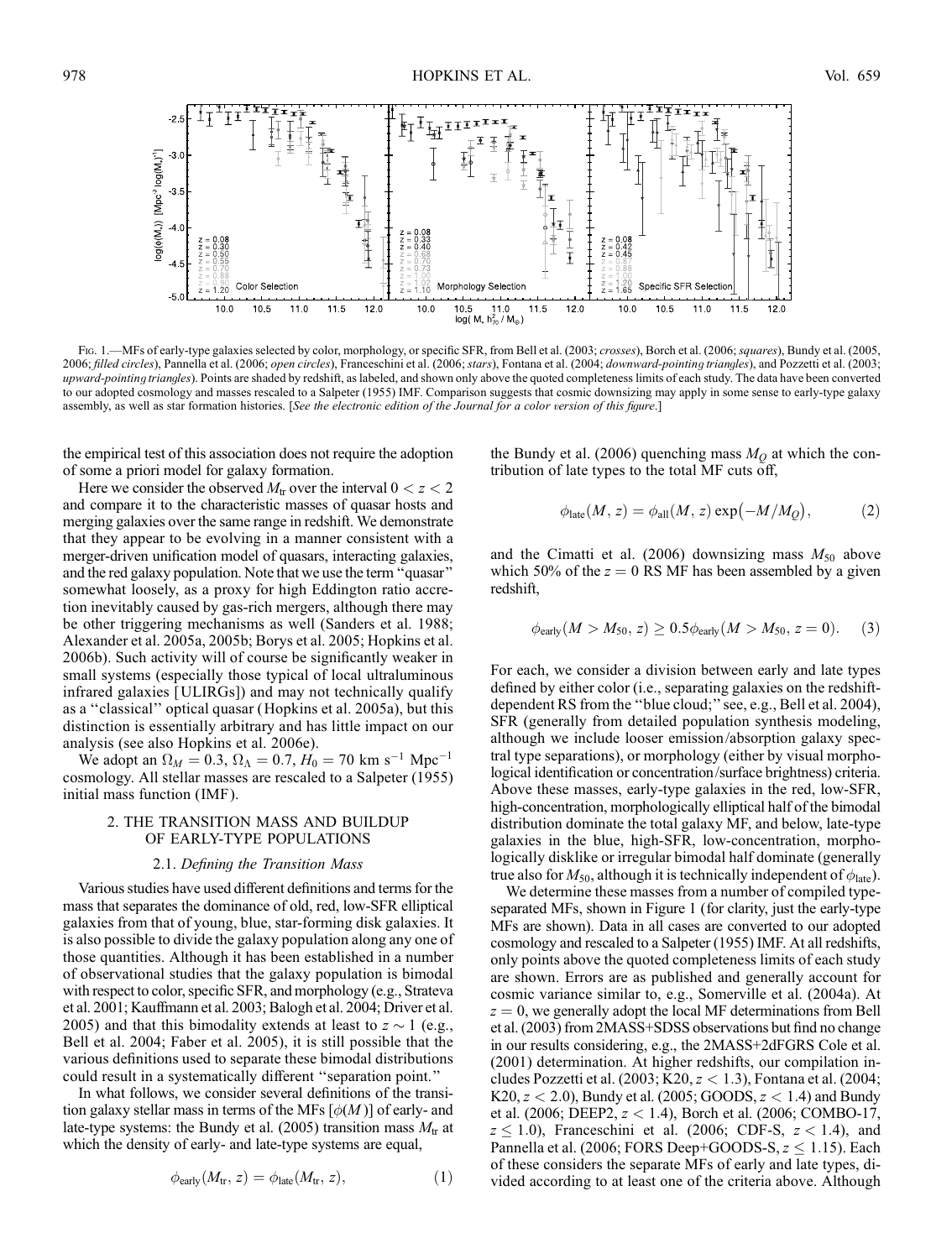FIG. 1.—MFs of early-type galaxies selected by color, morphology, or specific SFR, from Bell et al. (2003; *crosses*), Borch et al. (2006; *squares*), Bundy et al. (2005, 2006; *filled circles*), Pannella et al. (2006; *open circles*), Franceschini et al. (2006; *stars*), Fontana et al. (2004; *downward-pointing triangles*), and Pozzetti et al. (2003; *upward-pointing triangles*). Points are shaded by redshift, as labeled, and shown only above the quoted completeness limits of each study. The data have been converted to our adopted cosmology and masses rescaled to a Salpeter (1955) IMF. Comparison suggests that cosmic downsizing may apply in some sense to early-type galaxy assembly, as well as star formation histories. [*See the electronic edition of the Journal for a color version of this figure.*]

the empirical test of this association does not require the adoption of some a priori model for galaxy formation.

Here we consider the observed $M_{\rm tr}$ over the interval $0 < z < 2$ and compare it to the characteristic masses of quasar hosts and merging galaxies over the same range in redshift. We demonstrate that they appear to be evolving in a manner consistent with a merger-driven unification model of quasars, interacting galaxies, and the red galaxy population. Note that we use the term "quasar" somewhat loosely, as a proxy for high Eddington ratio accretion inevitably caused by gas-rich mergers, although there may be other triggering mechanisms as well (Sanders et al. 1988; Alexander et al. 2005a, 2005b; Borys et al. 2005; Hopkins et al. 2006b). Such activity will of course be significantly weaker in small systems (especially those typical of local ultraluminous infrared galaxies [ULIRGs]) and may not technically qualify as a "classical" optical quasar (Hopkins et al. 2005a), but this distinction is essentially arbitrary and has little impact on our analysis (see also Hopkins et al. 2006e).

We adopt an $\Omega_M = 0.3$, $\Omega_\Lambda = 0.7$, $H_0 = 70$ km s$^{-1}$ Mpc$^{-1}$ cosmology. All stellar masses are rescaled to a Salpeter (1955) initial mass function (IMF).

## 2. THE TRANSITION MASS AND BUILDUP OF EARLY-TYPE POPULATIONS

### 2.1. *Defining the Transition Mass*

Various studies have used different definitions and terms for the mass that separates the dominance of old, red, low-SFR elliptical galaxies from that of young, blue, star-forming disk galaxies. It is also possible to divide the galaxy population along any one of those quantities. Although it has been established in a number of observational studies that the galaxy population is bimodal with respect to color, specific SFR, and morphology (e.g., Strateva et al. 2001; Kauffmann et al. 2003; Balogh et al. 2004; Driver et al. 2005) and that this bimodality extends at least to $z \sim 1$ (e.g., Bell et al. 2004; Faber et al. 2005), it is still possible that the various definitions used to separate these bimodal distributions could result in a systematically different "separation point."

In what follows, we consider several definitions of the transition galaxy stellar mass in terms of the MFs [$\phi(M)$] of early- and late-type systems: the Bundy et al. (2005) transition mass $M_{\rm tr}$ at which the density of early- and late-type systems are equal,

$$\phi_{\rm early}(M_{\rm tr}, z) = \phi_{\rm late}(M_{\rm tr}, z), \qquad (1)$$

the Bundy et al. (2006) quenching mass $M_Q$ at which the contribution of late types to the total MF cuts off,

$$\phi_{\rm late}(M, z) = \phi_{\rm all}(M, z)\exp(-M/M_Q), \qquad (2)$$

and the Cimatti et al. (2006) downsizing mass $M_{50}$ above which 50% of the $z = 0$ RS MF has been assembled by a given redshift,

$$\phi_{\rm early}(M > M_{50}, z) \geq 0.5\phi_{\rm early}(M > M_{50}, z = 0). \qquad (3)$$

For each, we consider a division between early and late types defined by either color (i.e., separating galaxies on the redshift-dependent RS from the "blue cloud;" see, e.g., Bell et al. 2004), SFR (generally from detailed population synthesis modeling, although we include looser emission/absorption galaxy spectral type separations), or morphology (either by visual morphological identification or concentration/surface brightness) criteria. Above these masses, early-type galaxies in the red, low-SFR, high-concentration, morphologically elliptical half of the bimodal distribution dominate the total galaxy MF, and below, late-type galaxies in the blue, high-SFR, low-concentration, morphologically disklike or irregular bimodal half dominate (generally true also for $M_{50}$, although it is technically independent of $\phi_{\rm late}$).

We determine these masses from a number of compiled type-separated MFs, shown in Figure 1 (for clarity, just the early-type MFs are shown). Data in all cases are converted to our adopted cosmology and rescaled to a Salpeter (1955) IMF. At all redshifts, only points above the quoted completeness limits of each study are shown. Errors are as published and generally account for cosmic variance similar to, e.g., Somerville et al. (2004a). At $z = 0$, we generally adopt the local MF determinations from Bell et al. (2003) from 2MASS+SDSS observations but find no change in our results considering, e.g., the 2MASS+2dFGRS Cole et al. (2001) determination. At higher redshifts, our compilation includes Pozzetti et al. (2003; K20, $z < 1.3$), Fontana et al. (2004; K20, $z < 2.0$), Bundy et al. (2005; GOODS, $z < 1.4$) and Bundy et al. (2006; DEEP2, $z < 1.4$), Borch et al. (2006; COMBO-17, $z \leq 1.0$), Franceschini et al. (2006; CDF-S, $z < 1.4$), and Pannella et al. (2006; FORS Deep+GOODS-S, $z \leq 1.15$). Each of these considers the separate MFs of early and late types, divided according to at least one of the criteria above. Although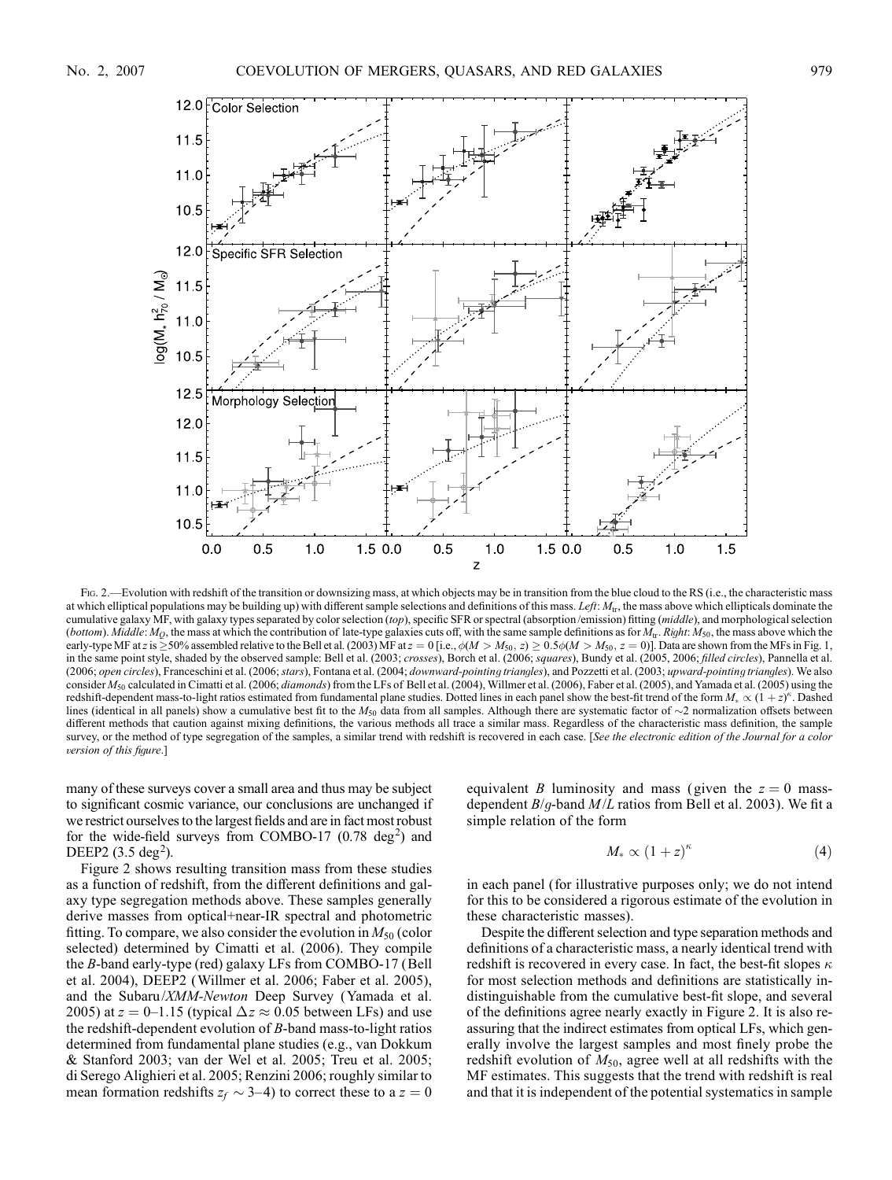FIG. 2.—Evolution with redshift of the transition or downsizing mass, at which objects may be in transition from the blue cloud to the RS (i.e., the characteristic mass at which elliptical populations may be building up) with different sample selections and definitions of this mass. *Left*: $M_{tr}$, the mass above which ellipticals dominate the cumulative galaxy MF, with galaxy types separated by color selection (*top*), specific SFR or spectral (absorption/emission) fitting (*middle*), and morphological selection (*bottom*). *Middle*: $M_Q$, the mass at which the contribution of late-type galaxies cuts off, with the same sample definitions as for $M_{tr}$. *Right*: $M_{50}$, the mass above which the early-type MF at $z$ is $\geq$50% assembled relative to the Bell et al. (2003) MF at $z = 0$ [i.e., $\phi(M > M_{50}, z) \geq 0.5\phi(M > M_{50}, z = 0)$]. Data are shown from the MFs in Fig. 1, in the same point style, shaded by the observed sample: Bell et al. (2003; *crosses*), Borch et al. (2006; *squares*), Bundy et al. (2005, 2006; *filled circles*), Pannella et al. (2006; *open circles*), Franceschini et al. (2006; *stars*), Fontana et al. (2004; *downward-pointing triangles*), and Pozzetti et al. (2003; *upward-pointing triangles*). We also consider $M_{50}$ calculated in Cimatti et al. (2006; *diamonds*) from the LFs of Bell et al. (2004), Willmer et al. (2006), Faber et al. (2005), and Yamada et al. (2005) using the redshift-dependent mass-to-light ratios estimated from fundamental plane studies. Dotted lines in each panel show the best-fit trend of the form $M_* \propto (1+z)^{\kappa}$. Dashed lines (identical in all panels) show a cumulative best fit to the $M_{50}$ data from all samples. Although there are systematic factor of $\sim$2 normalization offsets between different methods that caution against mixing definitions, the various methods all trace a similar mass. Regardless of the characteristic mass definition, the sample survey, or the method of type segregation of the samples, a similar trend with redshift is recovered in each case. [*See the electronic edition of the Journal for a color version of this figure.*]

many of these surveys cover a small area and thus may be subject to significant cosmic variance, our conclusions are unchanged if we restrict ourselves to the largest fields and are in fact most robust for the wide-field surveys from COMBO-17 (0.78 deg$^2$) and DEEP2 (3.5 deg$^2$).

Figure 2 shows resulting transition mass from these studies as a function of redshift, from the different definitions and galaxy type segregation methods above. These samples generally derive masses from optical+near-IR spectral and photometric fitting. To compare, we also consider the evolution in $M_{50}$ (color selected) determined by Cimatti et al. (2006). They compile the $B$-band early-type (red) galaxy LFs from COMBO-17 (Bell et al. 2004), DEEP2 (Willmer et al. 2006; Faber et al. 2005), and the Subaru/*XMM-Newton* Deep Survey (Yamada et al. 2005) at $z = 0$–1.15 (typical $\Delta z \approx 0.05$ between LFs) and use the redshift-dependent evolution of $B$-band mass-to-light ratios determined from fundamental plane studies (e.g., van Dokkum & Stanford 2003; van der Wel et al. 2005; Treu et al. 2005; di Serego Alighieri et al. 2005; Renzini 2006; roughly similar to mean formation redshifts $z_f \sim 3$–4) to correct these to a $z = 0$ equivalent $B$ luminosity and mass (given the $z = 0$ mass-dependent $B/g$-band $M/L$ ratios from Bell et al. 2003). We fit a simple relation of the form

$$M_* \propto (1+z)^{\kappa} \tag{4}$$

in each panel (for illustrative purposes only; we do not intend for this to be considered a rigorous estimate of the evolution in these characteristic masses).

Despite the different selection and type separation methods and definitions of a characteristic mass, a nearly identical trend with redshift is recovered in every case. In fact, the best-fit slopes $\kappa$ for most selection methods and definitions are statistically indistinguishable from the cumulative best-fit slope, and several of the definitions agree nearly exactly in Figure 2. It is also reassuring that the indirect estimates from optical LFs, which generally involve the largest samples and most finely probe the redshift evolution of $M_{50}$, agree well at all redshifts with the MF estimates. This suggests that the trend with redshift is real and that it is independent of the potential systematics in sample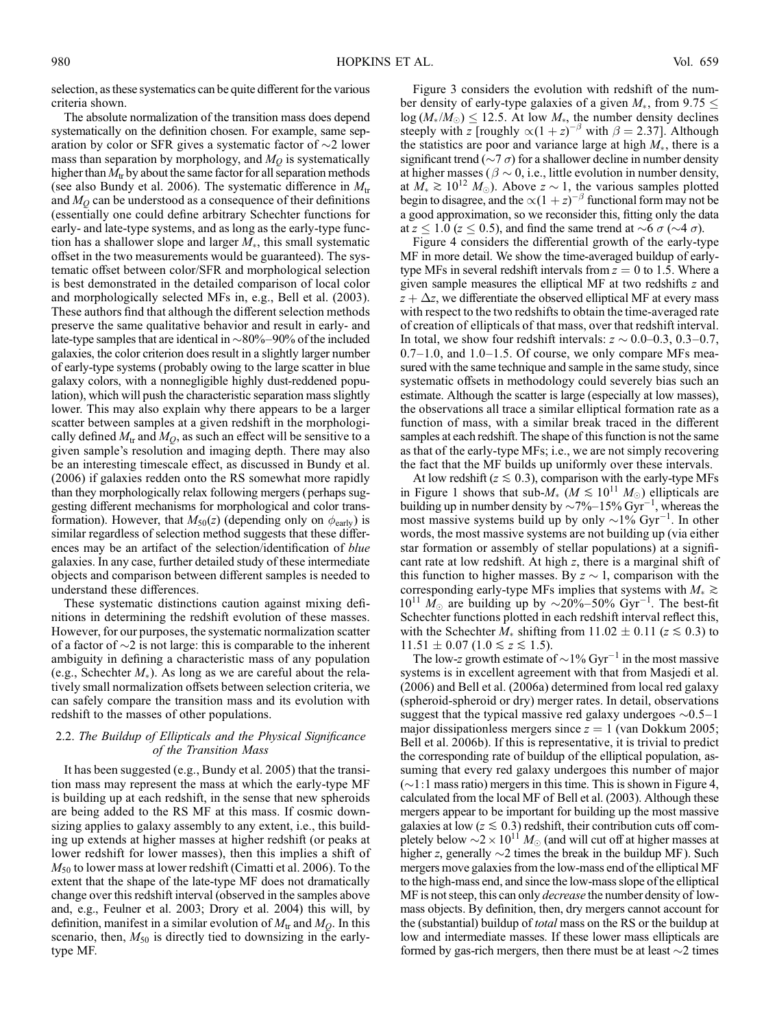selection, as these systematics can be quite different for the various criteria shown.

The absolute normalization of the transition mass does depend systematically on the definition chosen. For example, same separation by color or SFR gives a systematic factor of $\sim 2$ lower mass than separation by morphology, and $M_Q$ is systematically higher than $M_{\rm tr}$ by about the same factor for all separation methods (see also Bundy et al. 2006). The systematic difference in $M_{\rm tr}$ and $M_Q$ can be understood as a consequence of their definitions (essentially one could define arbitrary Schechter functions for early- and late-type systems, and as long as the early-type function has a shallower slope and larger $M_*$, this small systematic offset in the two measurements would be guaranteed). The systematic offset between color/SFR and morphological selection is best demonstrated in the detailed comparison of local color and morphologically selected MFs in, e.g., Bell et al. (2003). These authors find that although the different selection methods preserve the same qualitative behavior and result in early- and late-type samples that are identical in $\sim$80%–90% of the included galaxies, the color criterion does result in a slightly larger number of early-type systems (probably owing to the large scatter in blue galaxy colors, with a nonnegligible highly dust-reddened population), which will push the characteristic separation mass slightly lower. This may also explain why there appears to be a larger scatter between samples at a given redshift in the morphologically defined $M_{\rm tr}$ and $M_Q$, as such an effect will be sensitive to a given sample's resolution and imaging depth. There may also be an interesting timescale effect, as discussed in Bundy et al. (2006) if galaxies redden onto the RS somewhat more rapidly than they morphologically relax following mergers (perhaps suggesting different mechanisms for morphological and color transformation). However, that $M_{50}(z)$ (depending only on $\phi_{\rm early}$) is similar regardless of selection method suggests that these differences may be an artifact of the selection/identification of *blue* galaxies. In any case, further detailed study of these intermediate objects and comparison between different samples is needed to understand these differences.

These systematic distinctions caution against mixing definitions in determining the redshift evolution of these masses. However, for our purposes, the systematic normalization scatter of a factor of $\sim 2$ is not large: this is comparable to the inherent ambiguity in defining a characteristic mass of any population (e.g., Schechter $M_*$). As long as we are careful about the relatively small normalization offsets between selection criteria, we can safely compare the transition mass and its evolution with redshift to the masses of other populations.

### 2.2. *The Buildup of Ellipticals and the Physical Significance of the Transition Mass*

It has been suggested (e.g., Bundy et al. 2005) that the transition mass may represent the mass at which the early-type MF is building up at each redshift, in the sense that new spheroids are being added to the RS MF at this mass. If cosmic downsizing applies to galaxy assembly to any extent, i.e., this building up extends at higher masses at higher redshift (or peaks at lower redshift for lower masses), then this implies a shift of $M_{50}$ to lower mass at lower redshift (Cimatti et al. 2006). To the extent that the shape of the late-type MF does not dramatically change over this redshift interval (observed in the samples above and, e.g., Feulner et al. 2003; Drory et al. 2004) this will, by definition, manifest in a similar evolution of $M_{\rm tr}$ and $M_Q$. In this scenario, then, $M_{50}$ is directly tied to downsizing in the early-type MF.

Figure 3 considers the evolution with redshift of the number density of early-type galaxies of a given $M_*$, from $9.75 \leq \log{(M_*/M_\odot)} \leq 12.5$. At low $M_*$, the number density declines steeply with $z$ [roughly $\propto (1+z)^{-\beta}$ with $\beta = 2.37$]. Although the statistics are poor and variance large at high $M_*$, there is a significant trend ($\sim 7\,\sigma$) for a shallower decline in number density at higher masses ($\beta \sim 0$, i.e., little evolution in number density, at $M_* \gtrsim 10^{12}\,M_\odot$). Above $z \sim 1$, the various samples plotted begin to disagree, and the $\propto (1+z)^{-\beta}$ functional form may not be a good approximation, so we reconsider this, fitting only the data at $z \leq 1.0$ ($z \leq 0.5$), and find the same trend at $\sim 6\,\sigma$ ($\sim 4\,\sigma$).

Figure 4 considers the differential growth of the early-type MF in more detail. We show the time-averaged buildup of early-type MFs in several redshift intervals from $z = 0$ to 1.5. Where a given sample measures the elliptical MF at two redshifts $z$ and $z + \Delta z$, we differentiate the observed elliptical MF at every mass with respect to the two redshifts to obtain the time-averaged rate of creation of ellipticals of that mass, over that redshift interval. In total, we show four redshift intervals: $z \sim 0.0$–0.3, 0.3–0.7, 0.7–1.0, and 1.0–1.5. Of course, we only compare MFs measured with the same technique and sample in the same study, since systematic offsets in methodology could severely bias such an estimate. Although the scatter is large (especially at low masses), the observations all trace a similar elliptical formation rate as a function of mass, with a similar break traced in the different samples at each redshift. The shape of this function is not the same as that of the early-type MFs; i.e., we are not simply recovering the fact that the MF builds up uniformly over these intervals.

At low redshift ($z \lesssim 0.3$), comparison with the early-type MFs in Figure 1 shows that sub-$M_*$ ($M \lesssim 10^{11}\,M_\odot$) ellipticals are building up in number density by $\sim$7%–15% Gyr$^{-1}$, whereas the most massive systems build up by only $\sim$1% Gyr$^{-1}$. In other words, the most massive systems are not building up (via either star formation or assembly of stellar populations) at a significant rate at low redshift. At high $z$, there is a marginal shift of this function to higher masses. By $z \sim 1$, comparison with the corresponding early-type MFs implies that systems with $M_* \gtrsim 10^{11}\,M_\odot$ are building up by $\sim$20%–50% Gyr$^{-1}$. The best-fit Schechter functions plotted in each redshift interval reflect this, with the Schechter $M_*$ shifting from $11.02 \pm 0.11$ ($z \lesssim 0.3$) to $11.51 \pm 0.07$ ($1.0 \lesssim z \lesssim 1.5$).

The low-$z$ growth estimate of $\sim$1% Gyr$^{-1}$ in the most massive systems is in excellent agreement with that from Masjedi et al. (2006) and Bell et al. (2006a) determined from local red galaxy (spheroid-spheroid or dry) merger rates. In detail, observations suggest that the typical massive red galaxy undergoes $\sim$0.5–1 major dissipationless mergers since $z = 1$ (van Dokkum 2005; Bell et al. 2006b). If this is representative, it is trivial to predict the corresponding rate of buildup of the elliptical population, assuming that every red galaxy undergoes this number of major ($\sim$1:1 mass ratio) mergers in this time. This is shown in Figure 4, calculated from the local MF of Bell et al. (2003). Although these mergers appear to be important for building up the most massive galaxies at low ($z \lesssim 0.3$) redshift, their contribution cuts off completely below $\sim 2 \times 10^{11}\,M_\odot$ (and will cut off at higher masses at higher $z$, generally $\sim$2 times the break in the buildup MF). Such mergers move galaxies from the low-mass end of the elliptical MF to the high-mass end, and since the low-mass slope of the elliptical MF is not steep, this can only *decrease* the number density of low-mass objects. By definition, then, dry mergers cannot account for the (substantial) buildup of *total* mass on the RS or the buildup at low and intermediate masses. If these lower mass ellipticals are formed by gas-rich mergers, then there must be at least $\sim$2 times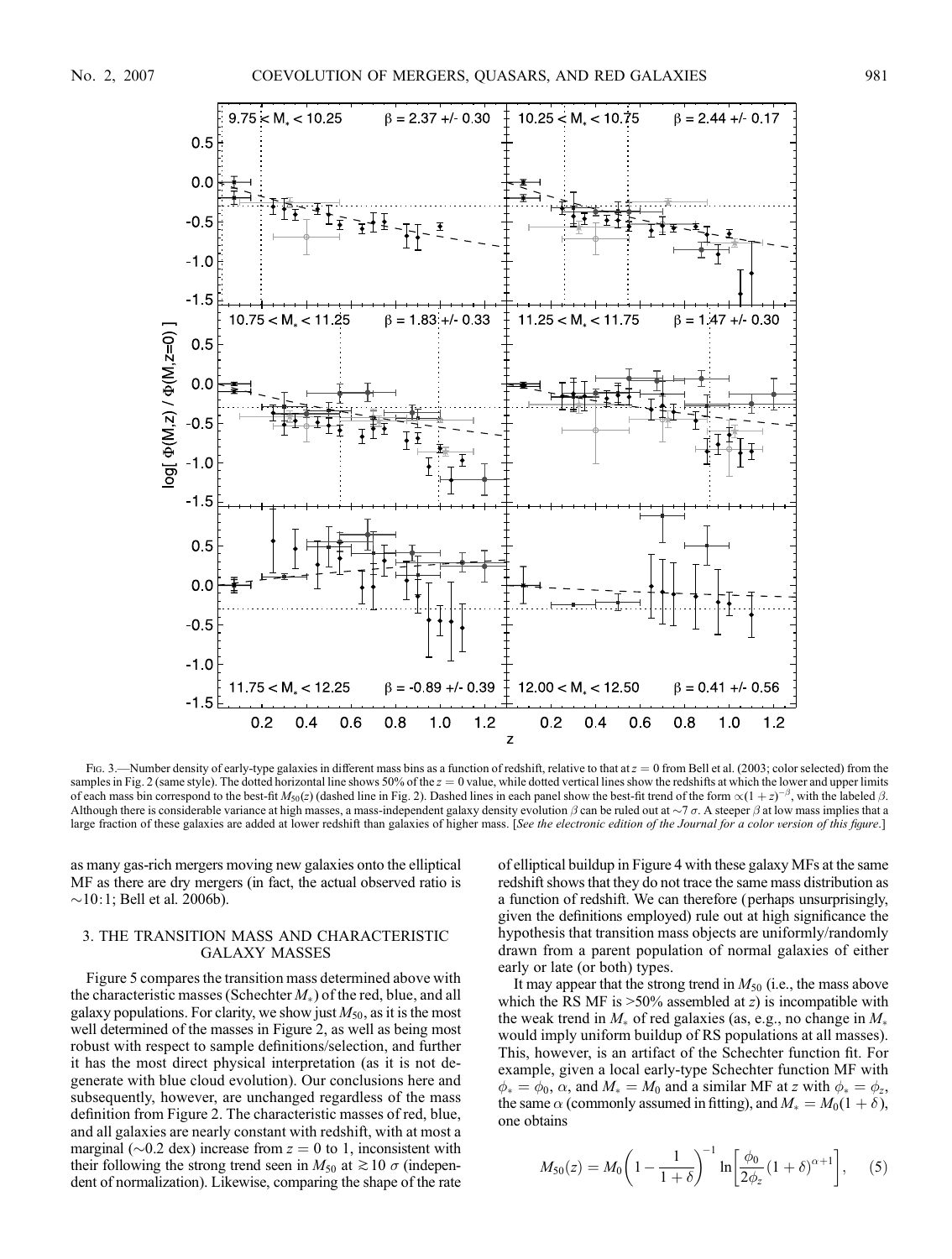Fig. 3.—Number density of early-type galaxies in different mass bins as a function of redshift, relative to that at $z = 0$ from Bell et al. (2003; color selected) from the samples in Fig. 2 (same style). The dotted horizontal line shows 50% of the $z = 0$ value, while dotted vertical lines show the redshifts at which the lower and upper limits of each mass bin correspond to the best-fit $M_{50}(z)$ (dashed line in Fig. 2). Dashed lines in each panel show the best-fit trend of the form $\propto(1+z)^{-\beta}$, with the labeled $\beta$. Although there is considerable variance at high masses, a mass-independent galaxy density evolution $\beta$ can be ruled out at $\sim 7\ \sigma$. A steeper $\beta$ at low mass implies that a large fraction of these galaxies are added at lower redshift than galaxies of higher mass. [*See the electronic edition of the Journal for a color version of this figure.*]

as many gas-rich mergers moving new galaxies onto the elliptical MF as there are dry mergers (in fact, the actual observed ratio is $\sim$10:1; Bell et al. 2006b).

## 3. THE TRANSITION MASS AND CHARACTERISTIC GALAXY MASSES

Figure 5 compares the transition mass determined above with the characteristic masses (Schechter $M_*$) of the red, blue, and all galaxy populations. For clarity, we show just $M_{50}$, as it is the most well determined of the masses in Figure 2, as well as being most robust with respect to sample definitions/selection, and further it has the most direct physical interpretation (as it is not degenerate with blue cloud evolution). Our conclusions here and subsequently, however, are unchanged regardless of the mass definition from Figure 2. The characteristic masses of red, blue, and all galaxies are nearly constant with redshift, with at most a marginal ($\sim$0.2 dex) increase from $z = 0$ to 1, inconsistent with their following the strong trend seen in $M_{50}$ at $\gtrsim 10\ \sigma$ (independent of normalization). Likewise, comparing the shape of the rate of elliptical buildup in Figure 4 with these galaxy MFs at the same redshift shows that they do not trace the same mass distribution as a function of redshift. We can therefore (perhaps unsurprisingly, given the definitions employed) rule out at high significance the hypothesis that transition mass objects are uniformly/randomly drawn from a parent population of normal galaxies of either early or late (or both) types.

It may appear that the strong trend in $M_{50}$ (i.e., the mass above which the RS MF is >50% assembled at $z$) is incompatible with the weak trend in $M_*$ of red galaxies (as, e.g., no change in $M_*$ would imply uniform buildup of RS populations at all masses). This, however, is an artifact of the Schechter function fit. For example, given a local early-type Schechter function MF with $\phi_* = \phi_0$, $\alpha$, and $M_* = M_0$ and a similar MF at $z$ with $\phi_* = \phi_z$, the same $\alpha$ (commonly assumed in fitting), and $M_* = M_0(1+\delta)$, one obtains

$$M_{50}(z) = M_0\left(1 - \frac{1}{1+\delta}\right)^{-1} \ln\left[\frac{\phi_0}{2\phi_z}(1+\delta)^{\alpha+1}\right], \quad (5)$$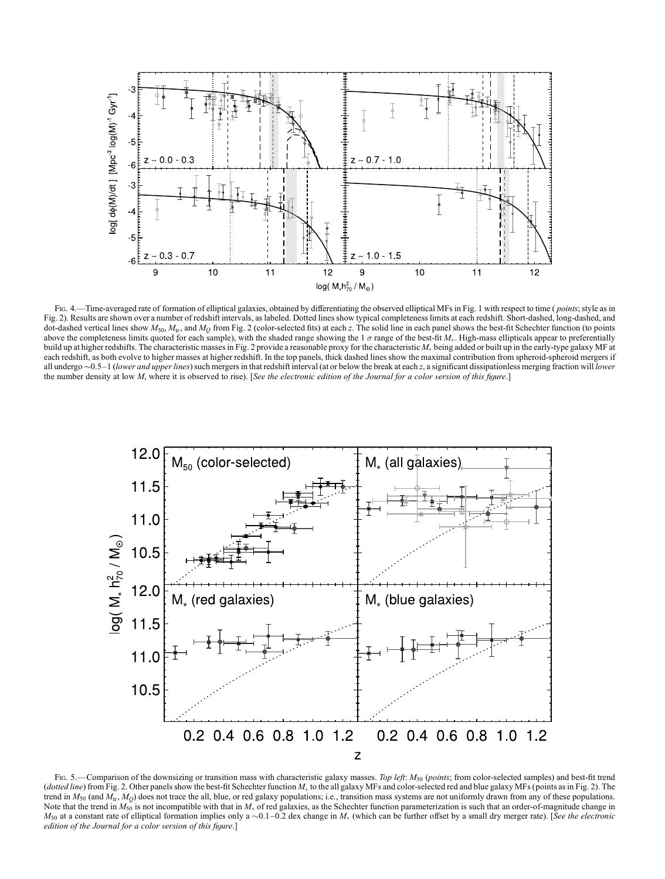FIG. 4.—Time-averaged rate of formation of elliptical galaxies, obtained by differentiating the observed elliptical MFs in Fig. 1 with respect to time (*points*; style as in Fig. 2). Results are shown over a number of redshift intervals, as labeled. Dotted lines show typical completeness limits at each redshift. Short-dashed, long-dashed, and dot-dashed vertical lines show $M_{50}$, $M_{tr}$, and $M_Q$ from Fig. 2 (color-selected fits) at each $z$. The solid line in each panel shows the best-fit Schechter function (to points above the completeness limits quoted for each sample), with the shaded range showing the 1 $\sigma$ range of the best-fit $M_*$. High-mass ellipticals appear to preferentially build up at higher redshifts. The characteristic masses in Fig. 2 provide a reasonable proxy for the characteristic $M_*$ being added or built up in the early-type galaxy MF at each redshift, as both evolve to higher masses at higher redshift. In the top panels, thick dashed lines show the maximal contribution from spheroid-spheroid mergers if all undergo ~0.5–1 (*lower and upper lines*) such mergers in that redshift interval (at or below the break at each $z$, a significant dissipationless merging fraction will *lower* the number density at low $M$, where it is observed to rise). [*See the electronic edition of the Journal for a color version of this figure*.]

FIG. 5.—Comparison of the downsizing or transition mass with characteristic galaxy masses. *Top left*: $M_{50}$ (*points*; from color-selected samples) and best-fit trend (*dotted line*) from Fig. 2. Other panels show the best-fit Schechter function $M_*$ to the all galaxy MFs and color-selected red and blue galaxy MFs (points as in Fig. 2). The trend in $M_{50}$ (and $M_{tr}$, $M_Q$) does not trace the all, blue, or red galaxy populations; i.e., transition mass systems are not uniformly drawn from any of these populations. Note that the trend in $M_{50}$ is not incompatible with that in $M_*$ of red galaxies, as the Schechter function parameterization is such that an order-of-magnitude change in $M_{50}$ at a constant rate of elliptical formation implies only a ~0.1–0.2 dex change in $M_*$ (which can be further offset by a small dry merger rate). [*See the electronic edition of the Journal for a color version of this figure*.]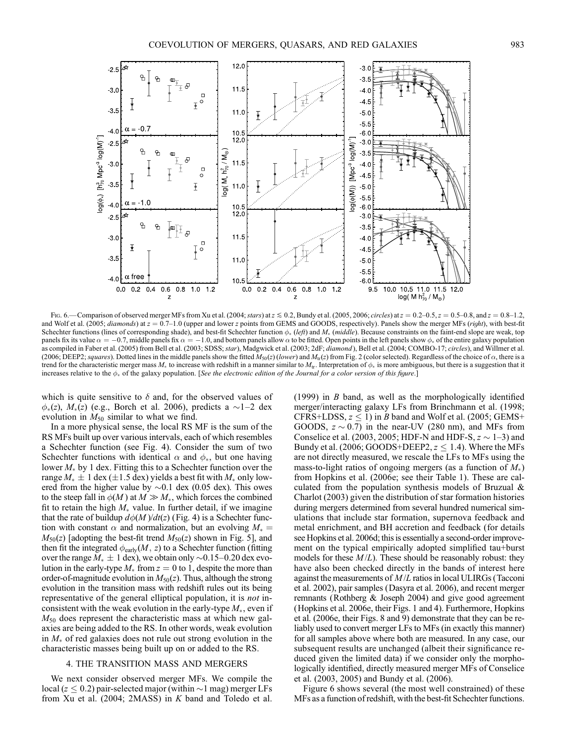FIG. 6.—Comparison of observed merger MFs from Xu et al. (2004; *stars*) at $z \lesssim 0.2$, Bundy et al. (2005, 2006; *circles*) at $z = 0.2$–$0.5$, $z = 0.5$–$0.8$, and $z = 0.8$–$1.2$, and Wolf et al. (2005; *diamonds*) at $z = 0.7$–$1.0$ (upper and lower $z$ points from GEMS and GOODS, respectively). Panels show the merger MFs (*right*), with best-fit Schechter functions (lines of corresponding shade), and best-fit Schechter function $\phi_*$ (*left*) and $M_*$ (*middle*). Because constraints on the faint-end slope are weak, top panels fix its value $\alpha = -0.7$, middle panels fix $\alpha = -1.0$, and bottom panels allow $\alpha$ to be fitted. Open points in the left panels show $\phi_*$ of the entire galaxy population as compiled in Faber et al. (2005) from Bell et al. (2003; SDSS; *star*), Madgwick et al. (2003; 2dF; *diamond*), Bell et al. (2004; COMBO-17; *circles*), and Willmer et al. (2006; DEEP2; *squares*). Dotted lines in the middle panels show the fitted $M_{50}(z)$ (*lower*) and $M_{tr}(z)$ from Fig. 2 (color selected). Regardless of the choice of $\alpha$, there is a trend for the characteristic merger mass $M_*$ to increase with redshift in a manner similar to $M_{tr}$. Interpretation of $\phi_*$ is more ambiguous, but there is a suggestion that it increases relative to the $\phi_*$ of the galaxy population. [*See the electronic edition of the Journal for a color version of this figure.*]

which is quite sensitive to $\delta$ and, for the observed values of $\phi_*(z)$, $M_*(z)$ (e.g., Borch et al. 2006), predicts a $\sim$1–2 dex evolution in $M_{50}$ similar to what we find.

In a more physical sense, the local RS MF is the sum of the RS MFs built up over various intervals, each of which resembles a Schechter function (see Fig. 4). Consider the sum of two Schechter functions with identical $\alpha$ and $\phi_*$, but one having lower $M_*$ by 1 dex. Fitting this to a Schechter function over the range $M_* \pm 1$ dex ($\pm 1.5$ dex) yields a best fit with $M_*$ only lowered from the higher value by $\sim$0.1 dex (0.05 dex). This owes to the steep fall in $\phi(M)$ at $M \gg M_*$, which forces the combined fit to retain the high $M_*$ value. In further detail, if we imagine that the rate of buildup $d\phi(M)/dt(z)$ (Fig. 4) is a Schechter function with constant $\alpha$ and normalization, but an evolving $M_* = M_{50}(z)$ [adopting the best-fit trend $M_{50}(z)$ shown in Fig. 5], and then fit the integrated $\phi_{\rm early}(M, z)$ to a Schechter function (fitting over the range $M_* \pm 1$ dex), we obtain only $\sim$0.15–0.20 dex evolution in the early-type $M_*$ from $z = 0$ to 1, despite the more than order-of-magnitude evolution in $M_{50}(z)$. Thus, although the strong evolution in the transition mass with redshift rules out its being representative of the general elliptical population, it is *not* inconsistent with the weak evolution in the early-type $M_*$, even if $M_{50}$ does represent the characteristic mass at which new galaxies are being added to the RS. In other words, weak evolution in $M_*$ of red galaxies does not rule out strong evolution in the characteristic masses being built up on or added to the RS.

## 4. THE TRANSITION MASS AND MERGERS

We next consider observed merger MFs. We compile the local ($z \leq 0.2$) pair-selected major (within $\sim$1 mag) merger LFs from Xu et al. (2004; 2MASS) in $K$ band and Toledo et al. (1999) in $B$ band, as well as the morphologically identified merger/interacting galaxy LFs from Brinchmann et al. (1998; CFRS+LDSS, $z \leq 1$) in $B$ band and Wolf et al. (2005; GEMS+GOODS, $z \sim 0.7$) in the near-UV (280 nm), and MFs from Conselice et al. (2003, 2005; HDF-N and HDF-S, $z \sim 1$–3) and Bundy et al. (2006; GOODS+DEEP2, $z \leq 1.4$). Where the MFs are not directly measured, we rescale the LFs to MFs using the mass-to-light ratios of ongoing mergers (as a function of $M_*$) from Hopkins et al. (2006e; see their Table 1). These are calculated from the population synthesis models of Bruzual & Charlot (2003) given the distribution of star formation histories during mergers determined from several hundred numerical simulations that include star formation, supernova feedback and metal enrichment, and BH accretion and feedback (for details see Hopkins et al. 2006d; this is essentially a second-order improvement on the typical empirically adopted simplified tau+burst models for these $M/L$). These should be reasonably robust: they have also been checked directly in the bands of interest here against the measurements of $M/L$ ratios in local ULIRGs (Tacconi et al. 2002), pair samples (Dasyra et al. 2006), and recent merger remnants (Rothberg & Joseph 2004) and give good agreement (Hopkins et al. 2006e, their Figs. 1 and 4). Furthermore, Hopkins et al. (2006e, their Figs. 8 and 9) demonstrate that they can be reliably used to convert merger LFs to MFs (in exactly this manner) for all samples above where both are measured. In any case, our subsequent results are unchanged (albeit their significance reduced given the limited data) if we consider only the morphologically identified, directly measured merger MFs of Conselice et al. (2003, 2005) and Bundy et al. (2006).

Figure 6 shows several (the most well constrained) of these MFs as a function of redshift, with the best-fit Schechter functions.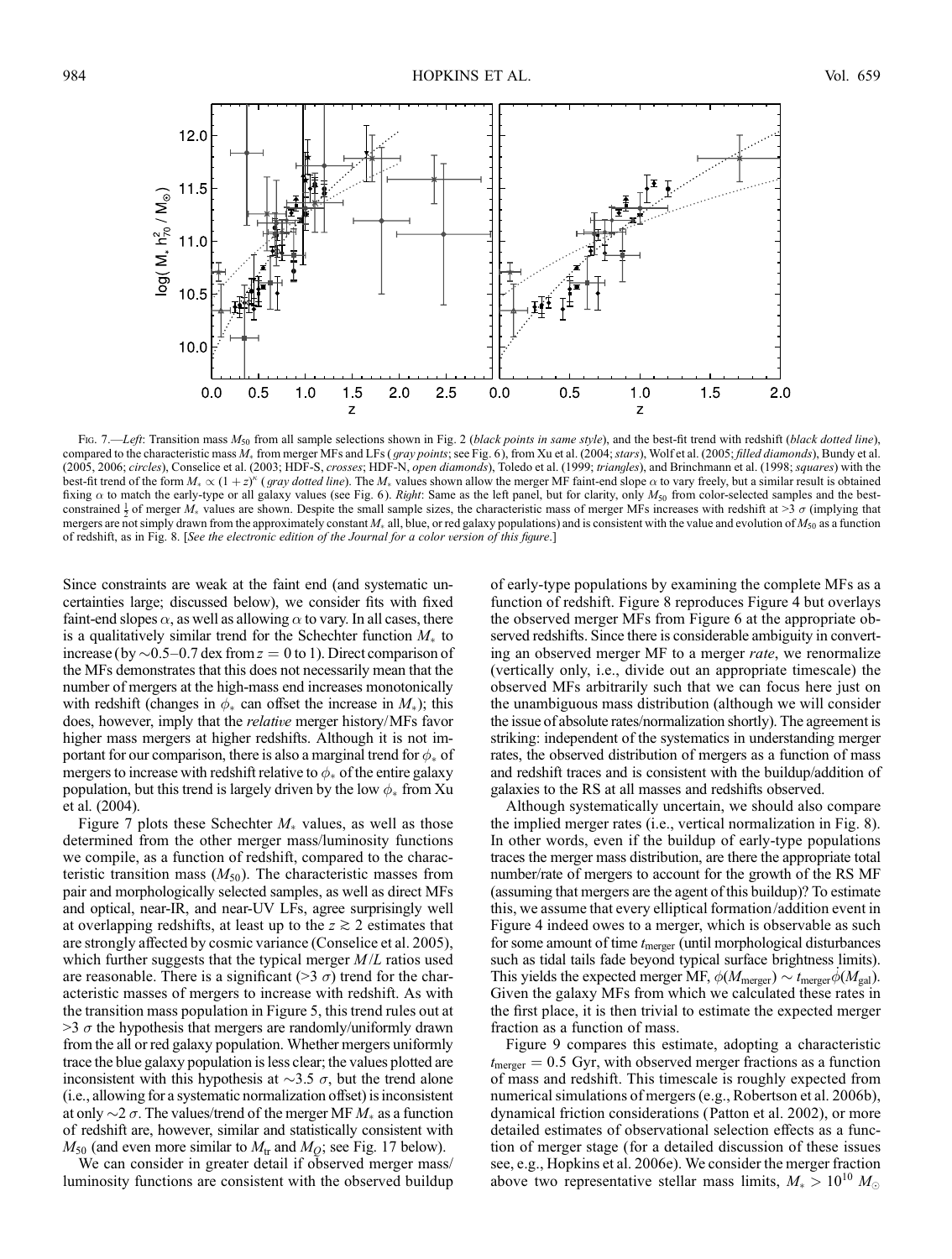Fig. 7.—*Left*: Transition mass $M_{50}$ from all sample selections shown in Fig. 2 (*black points in same style*), and the best-fit trend with redshift (*black dotted line*), compared to the characteristic mass $M_*$ from merger MFs and LFs (*gray points*; see Fig. 6), from Xu et al. (2004; *stars*), Wolf et al. (2005; *filled diamonds*), Bundy et al. (2005, 2006; *circles*), Conselice et al. (2003; HDF-S, *crosses*; HDF-N, *open diamonds*), Toledo et al. (1999; *triangles*), and Brinchmann et al. (1998; *squares*) with the best-fit trend of the form $M_* \propto (1+z)^{\kappa}$ (*gray dotted line*). The $M_*$ values shown allow the merger MF faint-end slope $\alpha$ to vary freely, but a similar result is obtained fixing $\alpha$ to match the early-type or all galaxy values (see Fig. 6). *Right*: Same as the left panel, but for clarity, only $M_{50}$ from color-selected samples and the best-constrained $\frac{1}{2}$ of merger $M_*$ values are shown. Despite the small sample sizes, the characteristic mass of merger MFs increases with redshift at $>3\ \sigma$ (implying that mergers are not simply drawn from the approximately constant $M_*$ all, blue, or red galaxy populations) and is consistent with the value and evolution of $M_{50}$ as a function of redshift, as in Fig. 8. [*See the electronic edition of the Journal for a color version of this figure.*]

Since constraints are weak at the faint end (and systematic uncertainties large; discussed below), we consider fits with fixed faint-end slopes $\alpha$, as well as allowing $\alpha$ to vary. In all cases, there is a qualitatively similar trend for the Schechter function $M_*$ to increase (by $\sim$0.5–0.7 dex from $z = 0$ to 1). Direct comparison of the MFs demonstrates that this does not necessarily mean that the number of mergers at the high-mass end increases monotonically with redshift (changes in $\phi_*$ can offset the increase in $M_*$); this does, however, imply that the *relative* merger history/MFs favor higher mass mergers at higher redshifts. Although it is not important for our comparison, there is also a marginal trend for $\phi_*$ of mergers to increase with redshift relative to $\phi_*$ of the entire galaxy population, but this trend is largely driven by the low $\phi_*$ from Xu et al. (2004).

Figure 7 plots these Schechter $M_*$ values, as well as those determined from the other merger mass/luminosity functions we compile, as a function of redshift, compared to the characteristic transition mass ($M_{50}$). The characteristic masses from pair and morphologically selected samples, as well as direct MFs and optical, near-IR, and near-UV LFs, agree surprisingly well at overlapping redshifts, at least up to the $z \gtrsim 2$ estimates that are strongly affected by cosmic variance (Conselice et al. 2005), which further suggests that the typical merger $M/L$ ratios used are reasonable. There is a significant ($>3\ \sigma$) trend for the characteristic masses of mergers to increase with redshift. As with the transition mass population in Figure 5, this trend rules out at $>3\ \sigma$ the hypothesis that mergers are randomly/uniformly drawn from the all or red galaxy population. Whether mergers uniformly trace the blue galaxy population is less clear; the values plotted are inconsistent with this hypothesis at $\sim$3.5 $\sigma$, but the trend alone (i.e., allowing for a systematic normalization offset) is inconsistent at only $\sim$2 $\sigma$. The values/trend of the merger MF $M_*$ as a function of redshift are, however, similar and statistically consistent with $M_{50}$ (and even more similar to $M_{\rm tr}$ and $M_Q$; see Fig. 17 below).

We can consider in greater detail if observed merger mass/luminosity functions are consistent with the observed buildup of early-type populations by examining the complete MFs as a function of redshift. Figure 8 reproduces Figure 4 but overlays the observed merger MFs from Figure 6 at the appropriate observed redshifts. Since there is considerable ambiguity in converting an observed merger MF to a merger *rate*, we renormalize (vertically only, i.e., divide out an appropriate timescale) the observed MFs arbitrarily such that we can focus here just on the unambiguous mass distribution (although we will consider the issue of absolute rates/normalization shortly). The agreement is striking: independent of the systematics in understanding merger rates, the observed distribution of mergers as a function of mass and redshift traces and is consistent with the buildup/addition of galaxies to the RS at all masses and redshifts observed.

Although systematically uncertain, we should also compare the implied merger rates (i.e., vertical normalization in Fig. 8). In other words, even if the buildup of early-type populations traces the merger mass distribution, are there the appropriate total number/rate of mergers to account for the growth of the RS MF (assuming that mergers are the agent of this buildup)? To estimate this, we assume that every elliptical formation/addition event in Figure 4 indeed owes to a merger, which is observable as such for some amount of time $t_{\rm merger}$ (until morphological disturbances such as tidal tails fade beyond typical surface brightness limits). This yields the expected merger MF, $\phi(M_{\rm merger}) \sim t_{\rm merger}\dot{\phi}(M_{\rm gal})$. Given the galaxy MFs from which we calculated these rates in the first place, it is then trivial to estimate the expected merger fraction as a function of mass.

Figure 9 compares this estimate, adopting a characteristic $t_{\rm merger} = 0.5$ Gyr, with observed merger fractions as a function of mass and redshift. This timescale is roughly expected from numerical simulations of mergers (e.g., Robertson et al. 2006b), dynamical friction considerations (Patton et al. 2002), or more detailed estimates of observational selection effects as a function of merger stage (for a detailed discussion of these issues see, e.g., Hopkins et al. 2006e). We consider the merger fraction above two representative stellar mass limits, $M_* > 10^{10}\ M_\odot$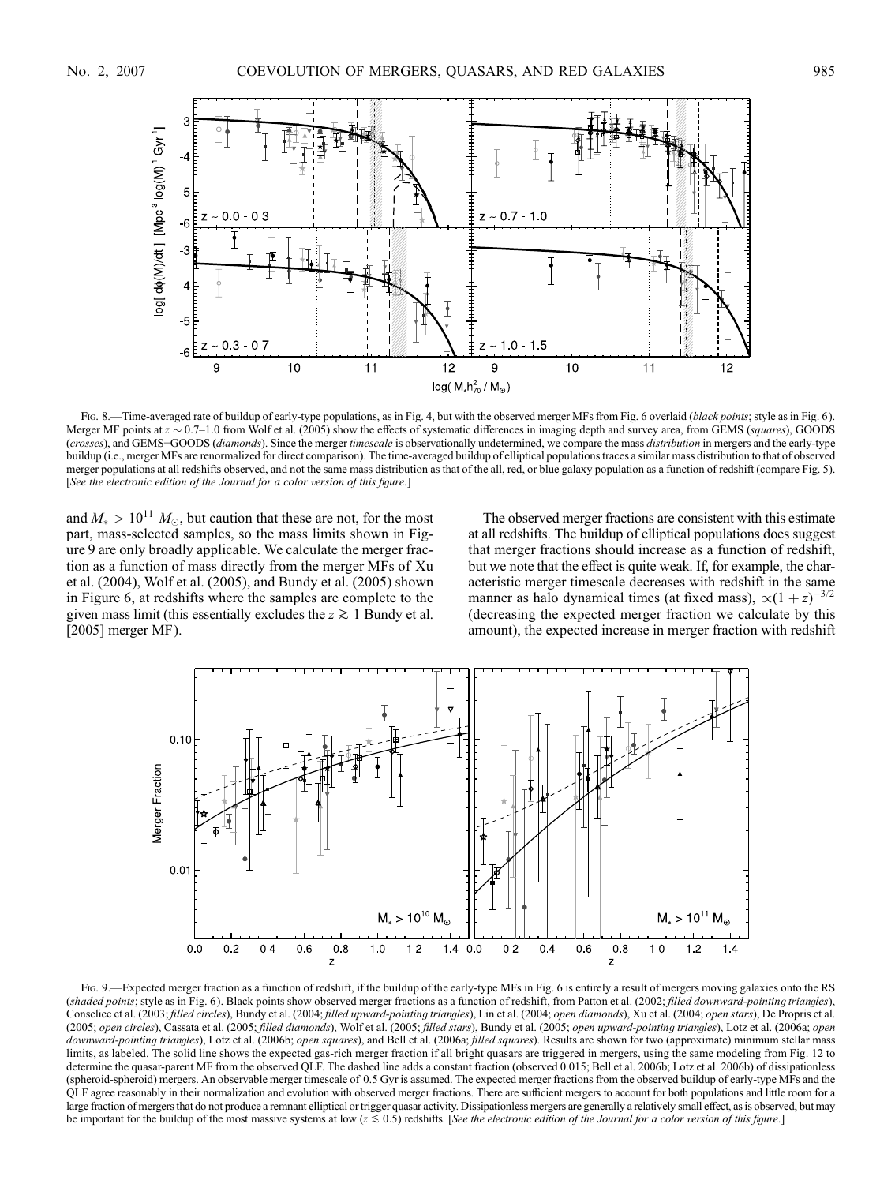FIG. 8.—Time-averaged rate of buildup of early-type populations, as in Fig. 4, but with the observed merger MFs from Fig. 6 overlaid (*black points*; style as in Fig. 6). Merger MF points at $z \sim 0.7$–1.0 from Wolf et al. (2005) show the effects of systematic differences in imaging depth and survey area, from GEMS (*squares*), GOODS (*crosses*), and GEMS+GOODS (*diamonds*). Since the merger *timescale* is observationally undetermined, we compare the mass *distribution* in mergers and the early-type buildup (i.e., merger MFs are renormalized for direct comparison). The time-averaged buildup of elliptical populations traces a similar mass distribution to that of observed merger populations at all redshifts observed, and not the same mass distribution as that of the all, red, or blue galaxy population as a function of redshift (compare Fig. 5). [*See the electronic edition of the Journal for a color version of this figure.*]

and $M_* > 10^{11}\ M_{\odot}$, but caution that these are not, for the most part, mass-selected samples, so the mass limits shown in Figure 9 are only broadly applicable. We calculate the merger fraction as a function of mass directly from the merger MFs of Xu et al. (2004), Wolf et al. (2005), and Bundy et al. (2005) shown in Figure 6, at redshifts where the samples are complete to the given mass limit (this essentially excludes the $z \gtrsim 1$ Bundy et al. [2005] merger MF).

The observed merger fractions are consistent with this estimate at all redshifts. The buildup of elliptical populations does suggest that merger fractions should increase as a function of redshift, but we note that the effect is quite weak. If, for example, the characteristic merger timescale decreases with redshift in the same manner as halo dynamical times (at fixed mass), $\propto(1+z)^{-3/2}$ (decreasing the expected merger fraction we calculate by this amount), the expected increase in merger fraction with redshift

FIG. 9.—Expected merger fraction as a function of redshift, if the buildup of the early-type MFs in Fig. 6 is entirely a result of mergers moving galaxies onto the RS (*shaded points*; style as in Fig. 6). Black points show observed merger fractions as a function of redshift, from Patton et al. (2002; *filled downward-pointing triangles*), Conselice et al. (2003; *filled circles*), Bundy et al. (2004; *filled upward-pointing triangles*), Lin et al. (2004; *open diamonds*), Xu et al. (2004; *open stars*), De Propris et al. (2005; *open circles*), Cassata et al. (2005; *filled diamonds*), Wolf et al. (2005; *filled stars*), Bundy et al. (2005; *open upward-pointing triangles*), Lotz et al. (2006a; *open downward-pointing triangles*), Lotz et al. (2006b; *open squares*), and Bell et al. (2006a; *filled squares*). Results are shown for two (approximate) minimum stellar mass limits, as labeled. The solid line shows the expected gas-rich merger fraction if all bright quasars are triggered in mergers, using the same modeling from Fig. 12 to determine the quasar-parent MF from the observed QLF. The dashed line adds a constant fraction (observed 0.015; Bell et al. 2006b; Lotz et al. 2006b) of dissipationless (spheroid-spheroid) mergers. An observable merger timescale of 0.5 Gyr is assumed. The expected merger fractions from the observed buildup of early-type MFs and the QLF agree reasonably in their normalization and evolution with observed merger fractions. There are sufficient mergers to account for both populations and little room for a large fraction of mergers that do not produce a remnant elliptical or trigger quasar activity. Dissipationless mergers are generally a relatively small effect, as is observed, but may be important for the buildup of the most massive systems at low ($z \lesssim 0.5$) redshifts. [*See the electronic edition of the Journal for a color version of this figure.*]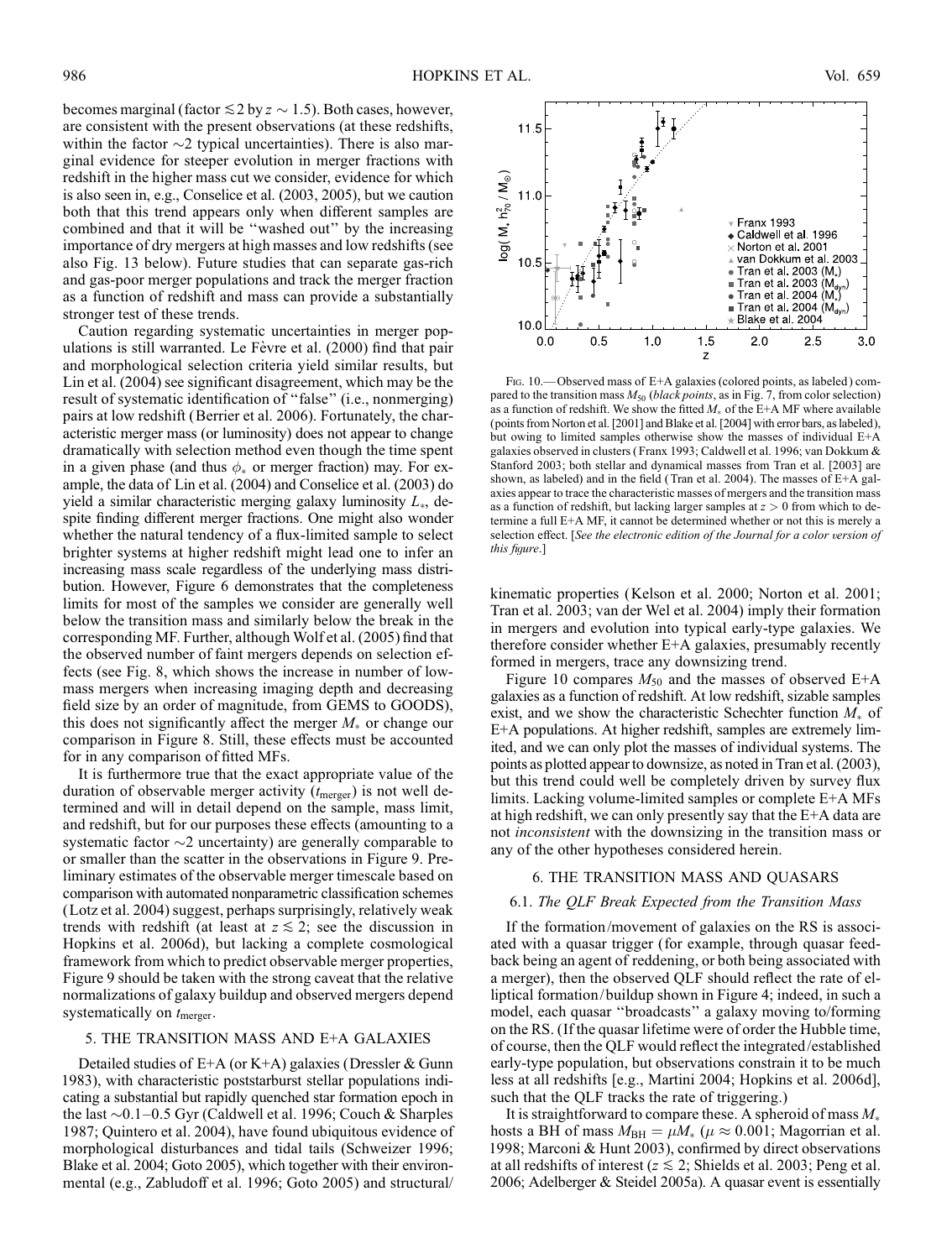becomes marginal (factor $\lesssim 2$ by $z \sim 1.5$). Both cases, however, are consistent with the present observations (at these redshifts, within the factor $\sim$2 typical uncertainties). There is also marginal evidence for steeper evolution in merger fractions with redshift in the higher mass cut we consider, evidence for which is also seen in, e.g., Conselice et al. (2003, 2005), but we caution both that this trend appears only when different samples are combined and that it will be "washed out" by the increasing importance of dry mergers at high masses and low redshifts (see also Fig. 13 below). Future studies that can separate gas-rich and gas-poor merger populations and track the merger fraction as a function of redshift and mass can provide a substantially stronger test of these trends.

Caution regarding systematic uncertainties in merger populations is still warranted. Le Fèvre et al. (2000) find that pair and morphological selection criteria yield similar results, but Lin et al. (2004) see significant disagreement, which may be the result of systematic identification of "false" (i.e., nonmerging) pairs at low redshift (Berrier et al. 2006). Fortunately, the characteristic merger mass (or luminosity) does not appear to change dramatically with selection method even though the time spent in a given phase (and thus $\phi_*$ or merger fraction) may. For example, the data of Lin et al. (2004) and Conselice et al. (2003) do yield a similar characteristic merging galaxy luminosity $L_*$, despite finding different merger fractions. One might also wonder whether the natural tendency of a flux-limited sample to select brighter systems at higher redshift might lead one to infer an increasing mass scale regardless of the underlying mass distribution. However, Figure 6 demonstrates that the completeness limits for most of the samples we consider are generally well below the transition mass and similarly below the break in the corresponding MF. Further, although Wolf et al. (2005) find that the observed number of faint mergers depends on selection effects (see Fig. 8, which shows the increase in number of low-mass mergers when increasing imaging depth and decreasing field size by an order of magnitude, from GEMS to GOODS), this does not significantly affect the merger $M_*$ or change our comparison in Figure 8. Still, these effects must be accounted for in any comparison of fitted MFs.

It is furthermore true that the exact appropriate value of the duration of observable merger activity ($t_{\rm merger}$) is not well determined and will in detail depend on the sample, mass limit, and redshift, but for our purposes these effects (amounting to a systematic factor $\sim$2 uncertainty) are generally comparable to or smaller than the scatter in the observations in Figure 9. Preliminary estimates of the observable merger timescale based on comparison with automated nonparametric classification schemes (Lotz et al. 2004) suggest, perhaps surprisingly, relatively weak trends with redshift (at least at $z \lesssim 2$; see the discussion in Hopkins et al. 2006d), but lacking a complete cosmological framework from which to predict observable merger properties, Figure 9 should be taken with the strong caveat that the relative normalizations of galaxy buildup and observed mergers depend systematically on $t_{\rm merger}$.

## 5. THE TRANSITION MASS AND E+A GALAXIES

Detailed studies of E+A (or K+A) galaxies (Dressler & Gunn 1983), with characteristic poststarburst stellar populations indicating a substantial but rapidly quenched star formation epoch in the last $\sim$0.1–0.5 Gyr (Caldwell et al. 1996; Couch & Sharples 1987; Quintero et al. 2004), have found ubiquitous evidence of morphological disturbances and tidal tails (Schweizer 1996; Blake et al. 2004; Goto 2005), which together with their environmental (e.g., Zabludoff et al. 1996; Goto 2005) and structural/kinematic properties (Kelson et al. 2000; Norton et al. 2001; Tran et al. 2003; van der Wel et al. 2004) imply their formation in mergers and evolution into typical early-type galaxies. We therefore consider whether E+A galaxies, presumably recently formed in mergers, trace any downsizing trend.

Fig. 10.—Observed mass of E+A galaxies (colored points, as labeled) compared to the transition mass $M_{50}$ (*black points*, as in Fig. 7, from color selection) as a function of redshift. We show the fitted $M_*$ of the E+A MF where available (points from Norton et al. [2001] and Blake et al. [2004] with error bars, as labeled), but owing to limited samples otherwise show the masses of individual E+A galaxies observed in clusters (Franx 1993; Caldwell et al. 1996; van Dokkum & Stanford 2003; both stellar and dynamical masses from Tran et al. [2003] are shown, as labeled) and in the field (Tran et al. 2004). The masses of E+A galaxies appear to trace the characteristic masses of mergers and the transition mass as a function of redshift, but lacking larger samples at $z > 0$ from which to determine a full E+A MF, it cannot be determined whether or not this is merely a selection effect. [*See the electronic edition of the Journal for a color version of this figure.*]

Figure 10 compares $M_{50}$ and the masses of observed E+A galaxies as a function of redshift. At low redshift, sizable samples exist, and we show the characteristic Schechter function $M_*$ of E+A populations. At higher redshift, samples are extremely limited, and we can only plot the masses of individual systems. The points as plotted appear to downsize, as noted in Tran et al. (2003), but this trend could well be completely driven by survey flux limits. Lacking volume-limited samples or complete E+A MFs at high redshift, we can only presently say that the E+A data are not *inconsistent* with the downsizing in the transition mass or any of the other hypotheses considered herein.

## 6. THE TRANSITION MASS AND QUASARS

### 6.1. *The QLF Break Expected from the Transition Mass*

If the formation/movement of galaxies on the RS is associated with a quasar trigger (for example, through quasar feedback being an agent of reddening, or both being associated with a merger), then the observed QLF should reflect the rate of elliptical formation/buildup shown in Figure 4; indeed, in such a model, each quasar "broadcasts" a galaxy moving to/forming on the RS. (If the quasar lifetime were of order the Hubble time, of course, then the QLF would reflect the integrated/established early-type population, but observations constrain it to be much less at all redshifts [e.g., Martini 2004; Hopkins et al. 2006d], such that the QLF tracks the rate of triggering.)

It is straightforward to compare these. A spheroid of mass $M_*$ hosts a BH of mass $M_{\rm BH} = \mu M_*$ ($\mu \approx 0.001$; Magorrian et al. 1998; Marconi & Hunt 2003), confirmed by direct observations at all redshifts of interest ($z \lesssim 2$; Shields et al. 2003; Peng et al. 2006; Adelberger & Steidel 2005a). A quasar event is essentially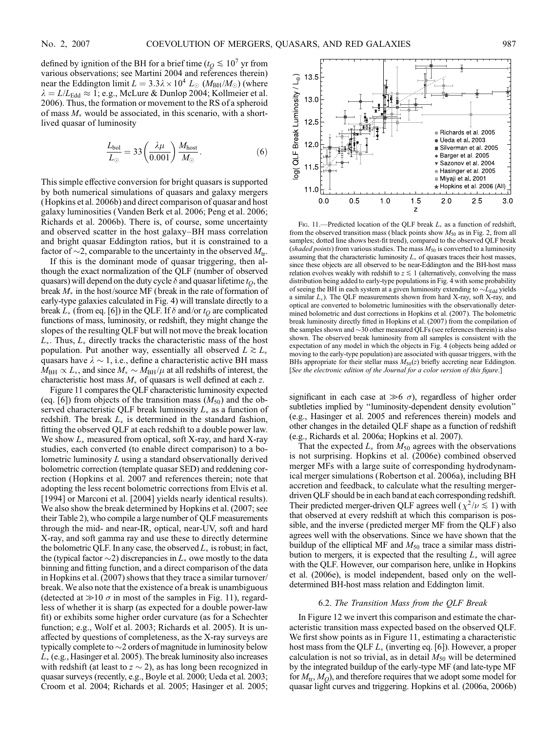defined by ignition of the BH for a brief time ($t_Q \lesssim 10^7$ yr from various observations; see Martini 2004 and references therein) near the Eddington limit $L = 3.3\lambda \times 10^4\ L_\odot\ (M_{\rm BH}/M_\odot)$ (where $\lambda = L/L_{\rm Edd} \approx 1$; e.g., McLure & Dunlop 2004; Kollmeier et al. 2006). Thus, the formation or movement to the RS of a spheroid of mass $M_*$ would be associated, in this scenario, with a short-lived quasar of luminosity

$$\frac{L_{\rm bol}}{L_\odot} = 33\left(\frac{\lambda\mu}{0.001}\right)\frac{M_{\rm host}}{M_\odot}. \qquad (6)$$

This simple effective conversion for bright quasars is supported by both numerical simulations of quasars and galaxy mergers (Hopkins et al. 2006b) and direct comparison of quasar and host galaxy luminosities (Vanden Berk et al. 2006; Peng et al. 2006; Richards et al. 2006b). There is, of course, some uncertainty and observed scatter in the host galaxy–BH mass correlation and bright quasar Eddington ratios, but it is constrained to a factor of $\sim$2, comparable to the uncertainty in the observed $M_{\rm tr}$.

If this is the dominant mode of quasar triggering, then although the exact normalization of the QLF (number of observed quasars) will depend on the duty cycle $\delta$ and quasar lifetime $t_Q$, the break $M_*$ in the host/source MF (break in the rate of formation of early-type galaxies calculated in Fig. 4) will translate directly to a break $L_*$ (from eq. [6]) in the QLF. If $\delta$ and/or $t_Q$ are complicated functions of mass, luminosity, or redshift, they might change the slopes of the resulting QLF but will not move the break location $L_*$. Thus, $L_*$ directly tracks the characteristic mass of the host population. Put another way, essentially all observed $L \gtrsim L_*$ quasars have $\lambda \sim 1$, i.e., define a characteristic active BH mass $M_{\rm BH} \propto L_*$, and since $M_* \sim M_{\rm BH}/\mu$ at all redshifts of interest, the characteristic host mass $M_*$ of quasars is well defined at each $z$.

Figure 11 compares the QLF characteristic luminosity expected (eq. [6]) from objects of the transition mass ($M_{50}$) and the observed characteristic QLF break luminosity $L_*$ as a function of redshift. The break $L_*$ is determined in the standard fashion, fitting the observed QLF at each redshift to a double power law. We show $L_*$ measured from optical, soft X-ray, and hard X-ray studies, each converted (to enable direct comparison) to a bolometric luminosity $L$ using a standard observationally derived bolometric correction (template quasar SED) and reddening correction (Hopkins et al. 2007 and references therein; note that adopting the less recent bolometric corrections from Elvis et al. [1994] or Marconi et al. [2004] yields nearly identical results). We also show the break determined by Hopkins et al. (2007; see their Table 2), who compile a large number of QLF measurements through the mid- and near-IR, optical, near-UV, soft and hard X-ray, and soft gamma ray and use these to directly determine the bolometric QLF. In any case, the observed $L_*$ is robust; in fact, the (typical factor $\sim$2) discrepancies in $L_*$ owe mostly to the data binning and fitting function, and a direct comparison of the data in Hopkins et al. (2007) shows that they trace a similar turnover/break. We also note that the existence of a break is unambiguous (detected at $\gg 10\ \sigma$ in most of the samples in Fig. 11), regardless of whether it is sharp (as expected for a double power-law fit) or exhibits some higher order curvature (as for a Schechter function; e.g., Wolf et al. 2003; Richards et al. 2005). It is unaffected by questions of completeness, as the X-ray surveys are typically complete to $\sim$2 orders of magnitude in luminosity below $L_*$ (e.g., Hasinger et al. 2005). The break luminosity also increases with redshift (at least to $z \sim 2$), as has long been recognized in quasar surveys (recently, e.g., Boyle et al. 2000; Ueda et al. 2003; Croom et al. 2004; Richards et al. 2005; Hasinger et al. 2005; significant in each case at $\gg 6\ \sigma$), regardless of higher order subtleties implied by "luminosity-dependent density evolution" (e.g., Hasinger et al. 2005 and references therein) models and other changes in the detailed QLF shape as a function of redshift (e.g., Richards et al. 2006a; Hopkins et al. 2007).

Fig. 11.—Predicted location of the QLF break $L_*$ as a function of redshift, from the observed transition mass (black points show $M_{50}$ as in Fig. 2, from all samples; dotted line shows best-fit trend), compared to the observed QLF break (*shaded points*) from various studies. The mass $M_{50}$ is converted to a luminosity assuming that the characteristic luminosity $L_*$ of quasars traces their host masses, since these objects are all observed to be near-Eddington and the BH-host mass relation evolves weakly with redshift to $z \lesssim 1$ (alternatively, convolving the mass distribution being added to early-type populations in Fig. 4 with some probability of seeing the BH in each system at a given luminosity extending to $\sim L_{\rm Edd}$ yields a similar $L_*$). The QLF measurements shown from hard X-ray, soft X-ray, and optical are converted to bolometric luminosities with the observationally determined bolometric and dust corrections in Hopkins et al. (2007). The bolometric break luminosity directly fitted in Hopkins et al. (2007) from the compilation of the samples shown and $\sim$30 other measured QLFs (see references therein) is also shown. The observed break luminosity from all samples is consistent with the expectation of any model in which the objects in Fig. 4 (objects being added or moving to the early-type population) are associated with quasar triggers, with the BHs appropriate for their stellar mass $M_{50}(z)$ briefly accreting near Eddington. [*See the electronic edition of the Journal for a color version of this figure.*]

That the expected $L_*$ from $M_{50}$ agrees with the observations is not surprising. Hopkins et al. (2006e) combined observed merger MFs with a large suite of corresponding hydrodynamical merger simulations (Robertson et al. 2006a), including BH accretion and feedback, to calculate what the resulting merger-driven QLF should be in each band at each corresponding redshift. Their predicted merger-driven QLF agrees well ($\chi^2/\nu \lesssim 1$) with that observed at every redshift at which this comparison is possible, and the inverse (predicted merger MF from the QLF) also agrees well with the observations. Since we have shown that the buildup of the elliptical MF and $M_{50}$ trace a similar mass distribution to mergers, it is expected that the resulting $L_*$ will agree with the QLF. However, our comparison here, unlike in Hopkins et al. (2006e), is model independent, based only on the well-determined BH-host mass relation and Eddington limit.

### 6.2. *The Transition Mass from the QLF Break*

In Figure 12 we invert this comparison and estimate the characteristic transition mass expected based on the observed QLF. We first show points as in Figure 11, estimating a characteristic host mass from the QLF $L_*$ (inverting eq. [6]). However, a proper calculation is not so trivial, as in detail $M_{50}$ will be determined by the integrated buildup of the early-type MF (and late-type MF for $M_{\rm tr}$, $M_Q$), and therefore requires that we adopt some model for quasar light curves and triggering. Hopkins et al. (2006a, 2006b)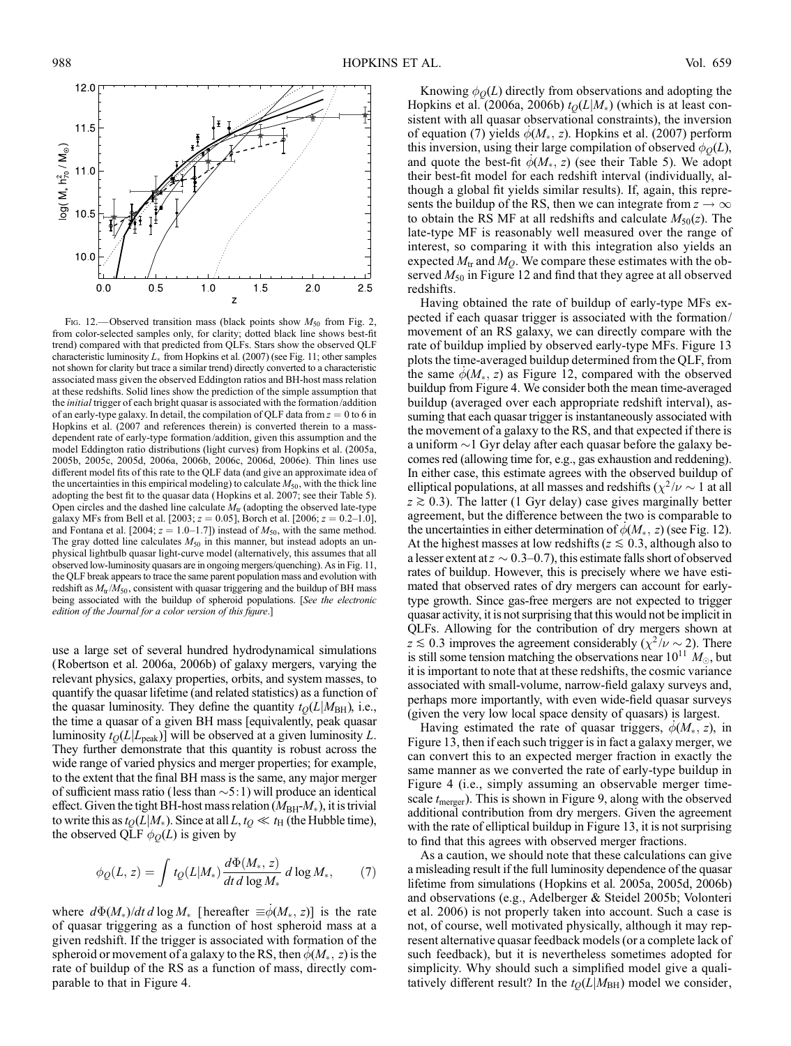Fig. 12.—Observed transition mass (black points show $M_{50}$ from Fig. 2, from color-selected samples only, for clarity; dotted black line shows best-fit trend) compared with that predicted from QLFs. Stars show the observed QLF characteristic luminosity $L_*$ from Hopkins et al. (2007) (see Fig. 11; other samples not shown for clarity but trace a similar trend) directly converted to a characteristic associated mass given the observed Eddington ratios and BH-host mass relation at these redshifts. Solid lines show the prediction of the simple assumption that the *initial* trigger of each bright quasar is associated with the formation/addition of an early-type galaxy. In detail, the compilation of QLF data from $z = 0$ to 6 in Hopkins et al. (2007 and references therein) is converted therein to a mass-dependent rate of early-type formation/addition, given this assumption and the model Eddington ratio distributions (light curves) from Hopkins et al. (2005a, 2005b, 2005c, 2005d, 2006a, 2006b, 2006c, 2006d, 2006e). Thin lines use different model fits of this rate to the QLF data (and give an approximate idea of the uncertainties in this empirical modeling) to calculate $M_{50}$, with the thick line adopting the best fit to the quasar data (Hopkins et al. 2007; see their Table 5). Open circles and the dashed line calculate $M_{\rm tr}$ (adopting the observed late-type galaxy MFs from Bell et al. [2003; $z = 0.05$], Borch et al. [2006; $z = 0.2$–1.0], and Fontana et al. [2004; $z = 1.0$–1.7]) instead of $M_{50}$, with the same method. The gray dotted line calculates $M_{50}$ in this manner, but instead adopts an unphysical lightbulb quasar light-curve model (alternatively, this assumes that all observed low-luminosity quasars are in ongoing mergers/quenching). As in Fig. 11, the QLF break appears to trace the same parent population mass and evolution with redshift as $M_{\rm tr}/M_{50}$, consistent with quasar triggering and the buildup of BH mass being associated with the buildup of spheroid populations. [*See the electronic edition of the Journal for a color version of this figure.*]

use a large set of several hundred hydrodynamical simulations (Robertson et al. 2006a, 2006b) of galaxy mergers, varying the relevant physics, galaxy properties, orbits, and system masses, to quantify the quasar lifetime (and related statistics) as a function of the quasar luminosity. They define the quantity $t_Q(L|M_{\rm BH})$, i.e., the time a quasar of a given BH mass [equivalently, peak quasar luminosity $t_Q(L|L_{\rm peak})$] will be observed at a given luminosity $L$. They further demonstrate that this quantity is robust across the wide range of varied physics and merger properties; for example, to the extent that the final BH mass is the same, any major merger of sufficient mass ratio (less than ~5:1) will produce an identical effect. Given the tight BH-host mass relation ($M_{\rm BH}$-$M_*$), it is trivial to write this as $t_Q(L|M_*)$. Since at all $L$, $t_Q \ll t_{\rm H}$ (the Hubble time), the observed QLF $\phi_Q(L)$ is given by

$$\phi_Q(L, z) = \int t_Q(L|M_*) \frac{d\Phi(M_*, z)}{dt\, d\log M_*}\, d\log M_*, \qquad (7)$$

where $d\Phi(M_*)/dt\, d\log M_*$ [hereafter $\equiv \dot{\phi}(M_*, z)$] is the rate of quasar triggering as a function of host spheroid mass at a given redshift. If the trigger is associated with formation of the spheroid or movement of a galaxy to the RS, then $\dot{\phi}(M_*, z)$ is the rate of buildup of the RS as a function of mass, directly comparable to that in Figure 4.

Knowing $\phi_Q(L)$ directly from observations and adopting the Hopkins et al. (2006a, 2006b) $t_Q(L|M_*)$ (which is at least consistent with all quasar observational constraints), the inversion of equation (7) yields $\dot{\phi}(M_*, z)$. Hopkins et al. (2007) perform this inversion, using their large compilation of observed $\phi_Q(L)$, and quote the best-fit $\dot{\phi}(M_*, z)$ (see their Table 5). We adopt their best-fit model for each redshift interval (individually, although a global fit yields similar results). If, again, this represents the buildup of the RS, then we can integrate from $z \to \infty$ to obtain the RS MF at all redshifts and calculate $M_{50}(z)$. The late-type MF is reasonably well measured over the range of interest, so comparing it with this integration also yields an expected $M_{\rm tr}$ and $M_Q$. We compare these estimates with the observed $M_{50}$ in Figure 12 and find that they agree at all observed redshifts.

Having obtained the rate of buildup of early-type MFs expected if each quasar trigger is associated with the formation/movement of an RS galaxy, we can directly compare with the rate of buildup implied by observed early-type MFs. Figure 13 plots the time-averaged buildup determined from the QLF, from the same $\dot{\phi}(M_*, z)$ as Figure 12, compared with the observed buildup from Figure 4. We consider both the mean time-averaged buildup (averaged over each appropriate redshift interval), assuming that each quasar trigger is instantaneously associated with the movement of a galaxy to the RS, and that expected if there is a uniform ~1 Gyr delay after each quasar before the galaxy becomes red (allowing time for, e.g., gas exhaustion and reddening). In either case, this estimate agrees with the observed buildup of elliptical populations, at all masses and redshifts ($\chi^2/\nu \sim 1$ at all $z \gtrsim 0.3$). The latter (1 Gyr delay) case gives marginally better agreement, but the difference between the two is comparable to the uncertainties in either determination of $\dot{\phi}(M_*, z)$ (see Fig. 12). At the highest masses at low redshifts ($z \lesssim 0.3$, although also to a lesser extent at $z \sim 0.3$–0.7), this estimate falls short of observed rates of buildup. However, this is precisely where we have estimated that observed rates of dry mergers can account for early-type growth. Since gas-free mergers are not expected to trigger quasar activity, it is not surprising that this would not be implicit in QLFs. Allowing for the contribution of dry mergers shown at $z \lesssim 0.3$ improves the agreement considerably ($\chi^2/\nu \sim 2$). There is still some tension matching the observations near $10^{11}\ M_\odot$, but it is important to note that at these redshifts, the cosmic variance associated with small-volume, narrow-field galaxy surveys and, perhaps more importantly, with even wide-field quasar surveys (given the very low local space density of quasars) is largest.

Having estimated the rate of quasar triggers, $\dot{\phi}(M_*, z)$, in Figure 13, then if each such trigger is in fact a galaxy merger, we can convert this to an expected merger fraction in exactly the same manner as we converted the rate of early-type buildup in Figure 4 (i.e., simply assuming an observable merger timescale $t_{\rm merger}$). This is shown in Figure 9, along with the observed additional contribution from dry mergers. Given the agreement with the rate of elliptical buildup in Figure 13, it is not surprising to find that this agrees with observed merger fractions.

As a caution, we should note that these calculations can give a misleading result if the full luminosity dependence of the quasar lifetime from simulations (Hopkins et al. 2005a, 2005d, 2006b) and observations (e.g., Adelberger & Steidel 2005b; Volonteri et al. 2006) is not properly taken into account. Such a case is not, of course, well motivated physically, although it may represent alternative quasar feedback models (or a complete lack of such feedback), but it is nevertheless sometimes adopted for simplicity. Why should such a simplified model give a qualitatively different result? In the $t_Q(L|M_{\rm BH})$ model we consider,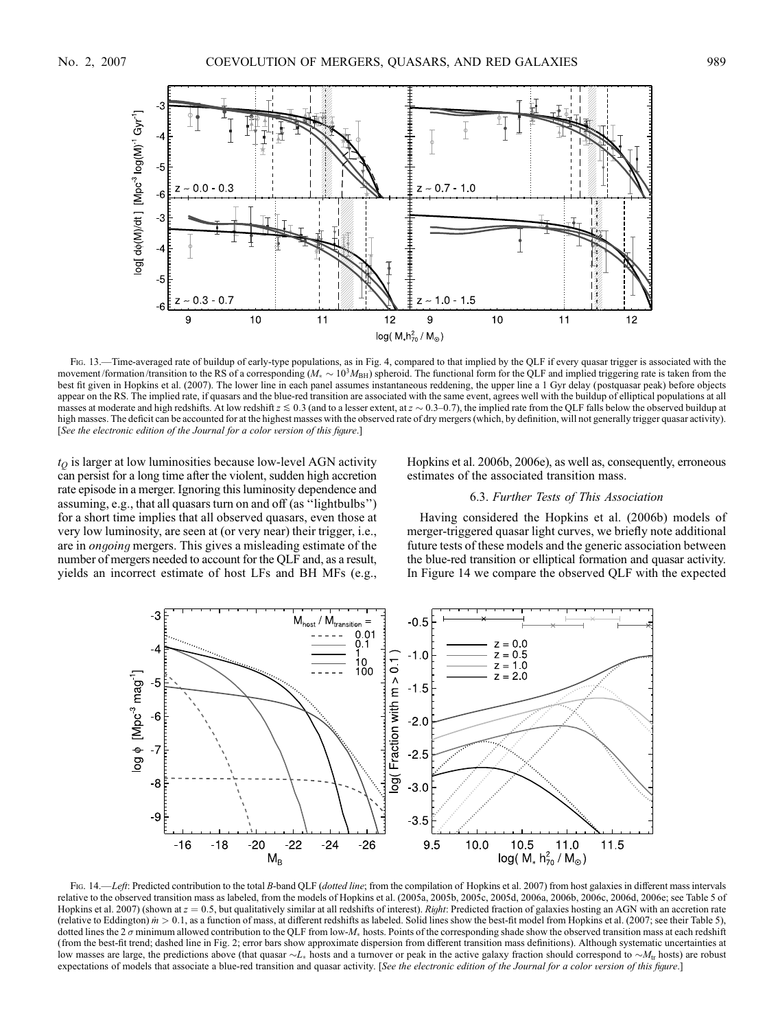Fig. 13.—Time-averaged rate of buildup of early-type populations, as in Fig. 4, compared to that implied by the QLF if every quasar trigger is associated with the movement/formation/transition to the RS of a corresponding ($M_* \sim 10^3 M_{\rm BH}$) spheroid. The functional form for the QLF and implied triggering rate is taken from the best fit given in Hopkins et al. (2007). The lower line in each panel assumes instantaneous reddening, the upper line a 1 Gyr delay (postquasar peak) before objects appear on the RS. The implied rate, if quasars and the blue-red transition are associated with the same event, agrees well with the buildup of elliptical populations at all masses at moderate and high redshifts. At low redshift $z \lesssim 0.3$ (and to a lesser extent, at $z \sim 0.3$–$0.7$), the implied rate from the QLF falls below the observed buildup at high masses. The deficit can be accounted for at the highest masses with the observed rate of dry mergers (which, by definition, will not generally trigger quasar activity). [*See the electronic edition of the Journal for a color version of this figure.*]

$t_Q$ is larger at low luminosities because low-level AGN activity can persist for a long time after the violent, sudden high accretion rate episode in a merger. Ignoring this luminosity dependence and assuming, e.g., that all quasars turn on and off (as "lightbulbs") for a short time implies that all observed quasars, even those at very low luminosity, are seen at (or very near) their trigger, i.e., are in *ongoing* mergers. This gives a misleading estimate of the number of mergers needed to account for the QLF and, as a result, yields an incorrect estimate of host LFs and BH MFs (e.g., Hopkins et al. 2006b, 2006e), as well as, consequently, erroneous estimates of the associated transition mass.

### 6.3. *Further Tests of This Association*

Having considered the Hopkins et al. (2006b) models of merger-triggered quasar light curves, we briefly note additional future tests of these models and the generic association between the blue-red transition or elliptical formation and quasar activity. In Figure 14 we compare the observed QLF with the expected

Fig. 14.—*Left*: Predicted contribution to the total *B*-band QLF (*dotted line*; from the compilation of Hopkins et al. 2007) from host galaxies in different mass intervals relative to the observed transition mass as labeled, from the models of Hopkins et al. (2005a, 2005b, 2005c, 2005d, 2006a, 2006b, 2006c, 2006d, 2006e; see Table 5 of Hopkins et al. 2007) (shown at $z = 0.5$, but qualitatively similar at all redshifts of interest). *Right*: Predicted fraction of galaxies hosting an AGN with an accretion rate (relative to Eddington) $\dot{m} > 0.1$, as a function of mass, at different redshifts as labeled. Solid lines show the best-fit model from Hopkins et al. (2007; see their Table 5), dotted lines the 2 $\sigma$ minimum allowed contribution to the QLF from low-$M_*$ hosts. Points of the corresponding shade show the observed transition mass at each redshift (from the best-fit trend; dashed line in Fig. 2; error bars show approximate dispersion from different transition mass definitions). Although systematic uncertainties at low masses are large, the predictions above (that quasar $\sim L_*$ hosts and a turnover or peak in the active galaxy fraction should correspond to $\sim M_{\rm tr}$ hosts) are robust expectations of models that associate a blue-red transition and quasar activity. [*See the electronic edition of the Journal for a color version of this figure.*]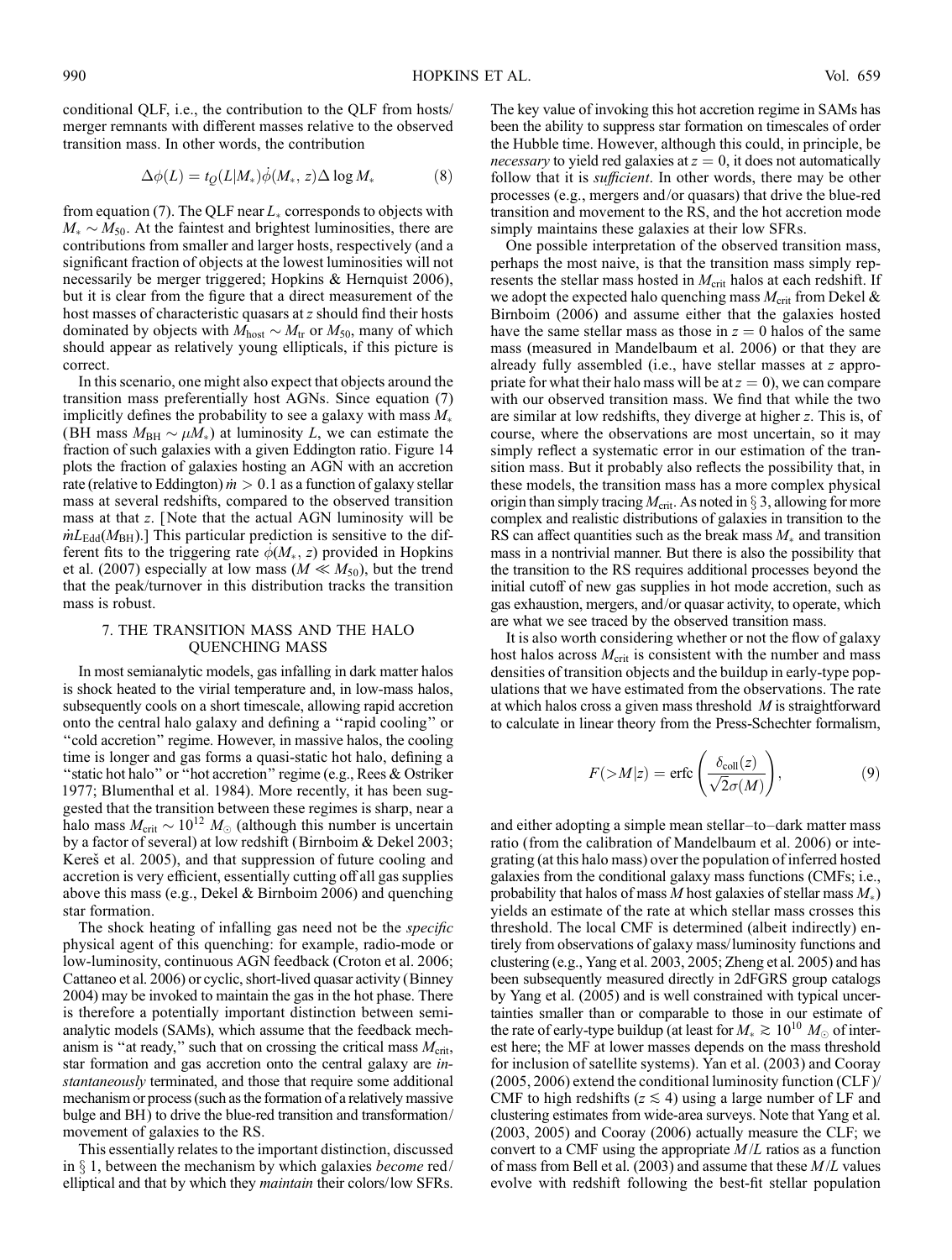conditional QLF, i.e., the contribution to the QLF from hosts/merger remnants with different masses relative to the observed transition mass. In other words, the contribution

$$\Delta\phi(L) = t_Q(L|M_*)\dot{\phi}(M_*, z)\Delta \log M_* \tag{8}$$

from equation (7). The QLF near $L_*$ corresponds to objects with $M_* \sim M_{50}$. At the faintest and brightest luminosities, there are contributions from smaller and larger hosts, respectively (and a significant fraction of objects at the lowest luminosities will not necessarily be merger triggered; Hopkins & Hernquist 2006), but it is clear from the figure that a direct measurement of the host masses of characteristic quasars at $z$ should find their hosts dominated by objects with $M_{\rm host} \sim M_{\rm tr}$ or $M_{50}$, many of which should appear as relatively young ellipticals, if this picture is correct.

In this scenario, one might also expect that objects around the transition mass preferentially host AGNs. Since equation (7) implicitly defines the probability to see a galaxy with mass $M_*$ (BH mass $M_{\rm BH} \sim \mu M_*$) at luminosity $L$, we can estimate the fraction of such galaxies with a given Eddington ratio. Figure 14 plots the fraction of galaxies hosting an AGN with an accretion rate (relative to Eddington) $\dot{m} > 0.1$ as a function of galaxy stellar mass at several redshifts, compared to the observed transition mass at that $z$. [Note that the actual AGN luminosity will be $\dot{m}L_{\rm Edd}(M_{\rm BH})$.] This particular prediction is sensitive to the different fits to the triggering rate $\dot{\phi}(M_*, z)$ provided in Hopkins et al. (2007) especially at low mass ($M \ll M_{50}$), but the trend that the peak/turnover in this distribution tracks the transition mass is robust.

## 7. THE TRANSITION MASS AND THE HALO QUENCHING MASS

In most semianalytic models, gas infalling in dark matter halos is shock heated to the virial temperature and, in low-mass halos, subsequently cools on a short timescale, allowing rapid accretion onto the central halo galaxy and defining a "rapid cooling" or "cold accretion" regime. However, in massive halos, the cooling time is longer and gas forms a quasi-static hot halo, defining a "static hot halo" or "hot accretion" regime (e.g., Rees & Ostriker 1977; Blumenthal et al. 1984). More recently, it has been suggested that the transition between these regimes is sharp, near a halo mass $M_{\rm crit} \sim 10^{12}\ M_\odot$ (although this number is uncertain by a factor of several) at low redshift (Birnboim & Dekel 2003; Kereš et al. 2005), and that suppression of future cooling and accretion is very efficient, essentially cutting off all gas supplies above this mass (e.g., Dekel & Birnboim 2006) and quenching star formation.

The shock heating of infalling gas need not be the *specific* physical agent of this quenching: for example, radio-mode or low-luminosity, continuous AGN feedback (Croton et al. 2006; Cattaneo et al. 2006) or cyclic, short-lived quasar activity (Binney 2004) may be invoked to maintain the gas in the hot phase. There is therefore a potentially important distinction between semianalytic models (SAMs), which assume that the feedback mechanism is "at ready," such that on crossing the critical mass $M_{\rm crit}$, star formation and gas accretion onto the central galaxy are *instantaneously* terminated, and those that require some additional mechanism or process (such as the formation of a relatively massive bulge and BH) to drive the blue-red transition and transformation/movement of galaxies to the RS.

This essentially relates to the important distinction, discussed in § 1, between the mechanism by which galaxies *become* red/elliptical and that by which they *maintain* their colors/low SFRs. The key value of invoking this hot accretion regime in SAMs has been the ability to suppress star formation on timescales of order the Hubble time. However, although this could, in principle, be *necessary* to yield red galaxies at $z = 0$, it does not automatically follow that it is *sufficient*. In other words, there may be other processes (e.g., mergers and/or quasars) that drive the blue-red transition and movement to the RS, and the hot accretion mode simply maintains these galaxies at their low SFRs.

One possible interpretation of the observed transition mass, perhaps the most naive, is that the transition mass simply represents the stellar mass hosted in $M_{\rm crit}$ halos at each redshift. If we adopt the expected halo quenching mass $M_{\rm crit}$ from Dekel & Birnboim (2006) and assume either that the galaxies hosted have the same stellar mass as those in $z = 0$ halos of the same mass (measured in Mandelbaum et al. 2006) or that they are already fully assembled (i.e., have stellar masses at $z$ appropriate for what their halo mass will be at $z = 0$), we can compare with our observed transition mass. We find that while the two are similar at low redshifts, they diverge at higher $z$. This is, of course, where the observations are most uncertain, so it may simply reflect a systematic error in our estimation of the transition mass. But it probably also reflects the possibility that, in these models, the transition mass has a more complex physical origin than simply tracing $M_{\rm crit}$. As noted in § 3, allowing for more complex and realistic distributions of galaxies in transition to the RS can affect quantities such as the break mass $M_*$ and transition mass in a nontrivial manner. But there is also the possibility that the transition to the RS requires additional processes beyond the initial cutoff of new gas supplies in hot mode accretion, such as gas exhaustion, mergers, and/or quasar activity, to operate, which are what we see traced by the observed transition mass.

It is also worth considering whether or not the flow of galaxy host halos across $M_{\rm crit}$ is consistent with the number and mass densities of transition objects and the buildup in early-type populations that we have estimated from the observations. The rate at which halos cross a given mass threshold $M$ is straightforward to calculate in linear theory from the Press-Schechter formalism,

$$F(>M|z) = \text{erfc}\left(\frac{\delta_{\rm coll}(z)}{\sqrt{2}\sigma(M)}\right), \tag{9}$$

and either adopting a simple mean stellar–to–dark matter mass ratio (from the calibration of Mandelbaum et al. 2006) or integrating (at this halo mass) over the population of inferred hosted galaxies from the conditional galaxy mass functions (CMFs; i.e., probability that halos of mass $M$ host galaxies of stellar mass $M_*$) yields an estimate of the rate at which stellar mass crosses this threshold. The local CMF is determined (albeit indirectly) entirely from observations of galaxy mass/luminosity functions and clustering (e.g., Yang et al. 2003, 2005; Zheng et al. 2005) and has been subsequently measured directly in 2dFGRS group catalogs by Yang et al. (2005) and is well constrained with typical uncertainties smaller than or comparable to those in our estimate of the rate of early-type buildup (at least for $M_* \gtrsim 10^{10}\ M_\odot$ of interest here; the MF at lower masses depends on the mass threshold for inclusion of satellite systems). Yan et al. (2003) and Cooray (2005, 2006) extend the conditional luminosity function (CLF)/CMF to high redshifts ($z \lesssim 4$) using a large number of LF and clustering estimates from wide-area surveys. Note that Yang et al. (2003, 2005) and Cooray (2006) actually measure the CLF; we convert to a CMF using the appropriate $M/L$ ratios as a function of mass from Bell et al. (2003) and assume that these $M/L$ values evolve with redshift following the best-fit stellar population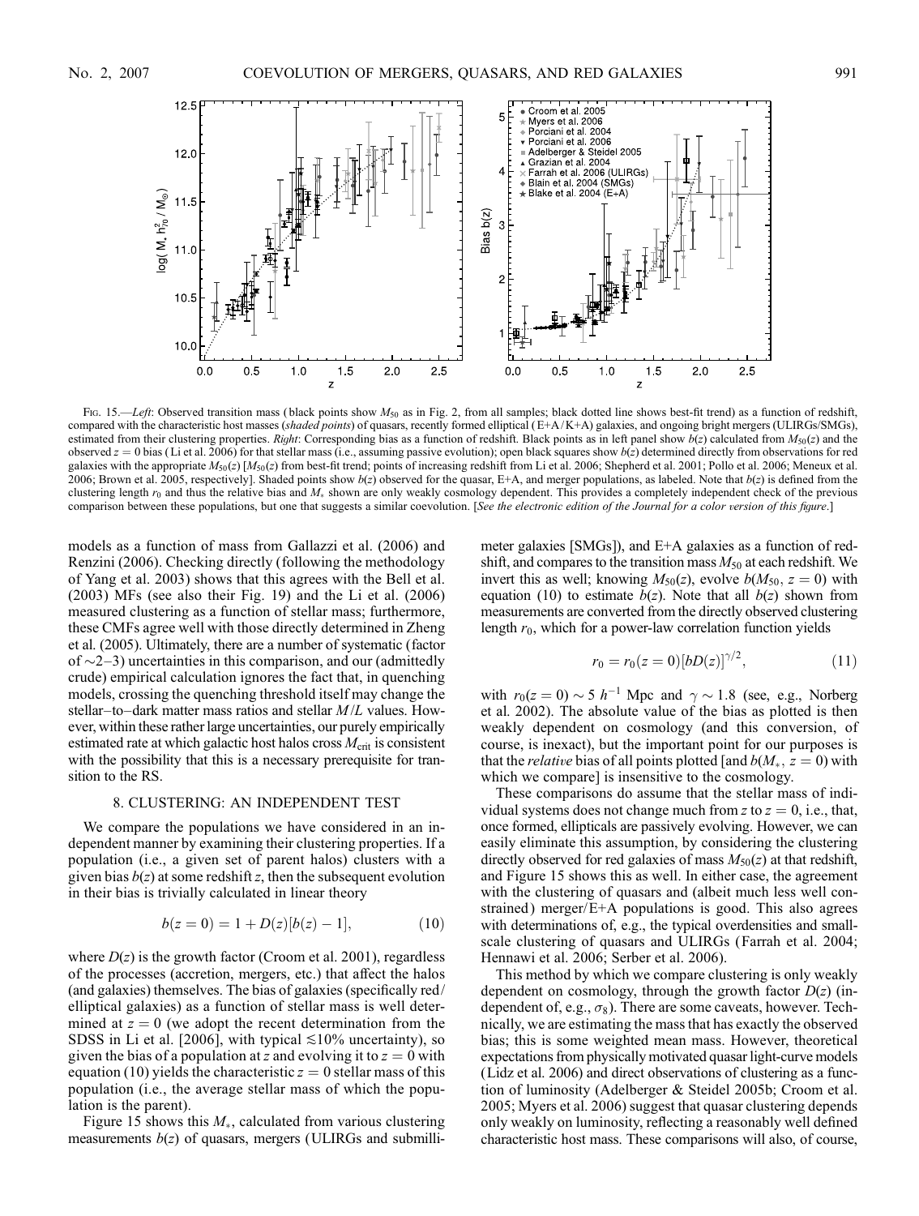FIG. 15.—*Left*: Observed transition mass (black points show $M_{50}$ as in Fig. 2, from all samples; black dotted line shows best-fit trend) as a function of redshift, compared with the characteristic host masses (*shaded points*) of quasars, recently formed elliptical (E+A/K+A) galaxies, and ongoing bright mergers (ULIRGs/SMGs), estimated from their clustering properties. *Right*: Corresponding bias as a function of redshift. Black points as in left panel show $b(z)$ calculated from $M_{50}(z)$ and the observed $z = 0$ bias (Li et al. 2006) for that stellar mass (i.e., assuming passive evolution); open black squares show $b(z)$ determined directly from observations for red galaxies with the appropriate $M_{50}(z)$ [$M_{50}(z)$ from best-fit trend; points of increasing redshift from Li et al. 2006; Shepherd et al. 2001; Pollo et al. 2006; Meneux et al. 2006; Brown et al. 2005, respectively]. Shaded points show $b(z)$ observed for the quasar, E+A, and merger populations, as labeled. Note that $b(z)$ is defined from the clustering length $r_0$ and thus the relative bias and $M_*$ shown are only weakly cosmology dependent. This provides a completely independent check of the previous comparison between these populations, but one that suggests a similar coevolution. [*See the electronic edition of the Journal for a color version of this figure.*]

models as a function of mass from Gallazzi et al. (2006) and Renzini (2006). Checking directly (following the methodology of Yang et al. 2003) shows that this agrees with the Bell et al. (2003) MFs (see also their Fig. 19) and the Li et al. (2006) measured clustering as a function of stellar mass; furthermore, these CMFs agree well with those directly determined in Zheng et al. (2005). Ultimately, there are a number of systematic (factor of ~2–3) uncertainties in this comparison, and our (admittedly crude) empirical calculation ignores the fact that, in quenching models, crossing the quenching threshold itself may change the stellar–to–dark matter mass ratios and stellar $M/L$ values. However, within these rather large uncertainties, our purely empirically estimated rate at which galactic host halos cross $M_{\rm crit}$ is consistent with the possibility that this is a necessary prerequisite for transition to the RS.

## 8. CLUSTERING: AN INDEPENDENT TEST

We compare the populations we have considered in an independent manner by examining their clustering properties. If a population (i.e., a given set of parent halos) clusters with a given bias $b(z)$ at some redshift $z$, then the subsequent evolution in their bias is trivially calculated in linear theory

$$b(z = 0) = 1 + D(z)[b(z) - 1], \tag{10}$$

where $D(z)$ is the growth factor (Croom et al. 2001), regardless of the processes (accretion, mergers, etc.) that affect the halos (and galaxies) themselves. The bias of galaxies (specifically red/elliptical galaxies) as a function of stellar mass is well determined at $z = 0$ (we adopt the recent determination from the SDSS in Li et al. [2006], with typical $\lesssim$10% uncertainty), so given the bias of a population at $z$ and evolving it to $z = 0$ with equation (10) yields the characteristic $z = 0$ stellar mass of this population (i.e., the average stellar mass of which the population is the parent).

Figure 15 shows this $M_*$, calculated from various clustering measurements $b(z)$ of quasars, mergers (ULIRGs and submillimeter galaxies [SMGs]), and E+A galaxies as a function of redshift, and compares to the transition mass $M_{50}$ at each redshift. We invert this as well; knowing $M_{50}(z)$, evolve $b(M_{50}, z = 0)$ with equation (10) to estimate $b(z)$. Note that all $b(z)$ shown from measurements are converted from the directly observed clustering length $r_0$, which for a power-law correlation function yields

$$r_0 = r_0(z = 0)[bD(z)]^{\gamma/2}, \tag{11}$$

with $r_0(z = 0) \sim 5\ h^{-1}$ Mpc and $\gamma \sim 1.8$ (see, e.g., Norberg et al. 2002). The absolute value of the bias as plotted is then weakly dependent on cosmology (and this conversion, of course, is inexact), but the important point for our purposes is that the *relative* bias of all points plotted [and $b(M_*, z = 0)$ with which we compare] is insensitive to the cosmology.

These comparisons do assume that the stellar mass of individual systems does not change much from $z$ to $z = 0$, i.e., that, once formed, ellipticals are passively evolving. However, we can easily eliminate this assumption, by considering the clustering directly observed for red galaxies of mass $M_{50}(z)$ at that redshift, and Figure 15 shows this as well. In either case, the agreement with the clustering of quasars and (albeit much less well constrained) merger/E+A populations is good. This also agrees with determinations of, e.g., the typical overdensities and small-scale clustering of quasars and ULIRGs (Farrah et al. 2004; Hennawi et al. 2006; Serber et al. 2006).

This method by which we compare clustering is only weakly dependent on cosmology, through the growth factor $D(z)$ (independent of, e.g., $\sigma_8$). There are some caveats, however. Technically, we are estimating the mass that has exactly the observed bias; this is some weighted mean mass. However, theoretical expectations from physically motivated quasar light-curve models (Lidz et al. 2006) and direct observations of clustering as a function of luminosity (Adelberger & Steidel 2005b; Croom et al. 2005; Myers et al. 2006) suggest that quasar clustering depends only weakly on luminosity, reflecting a reasonably well defined characteristic host mass. These comparisons will also, of course,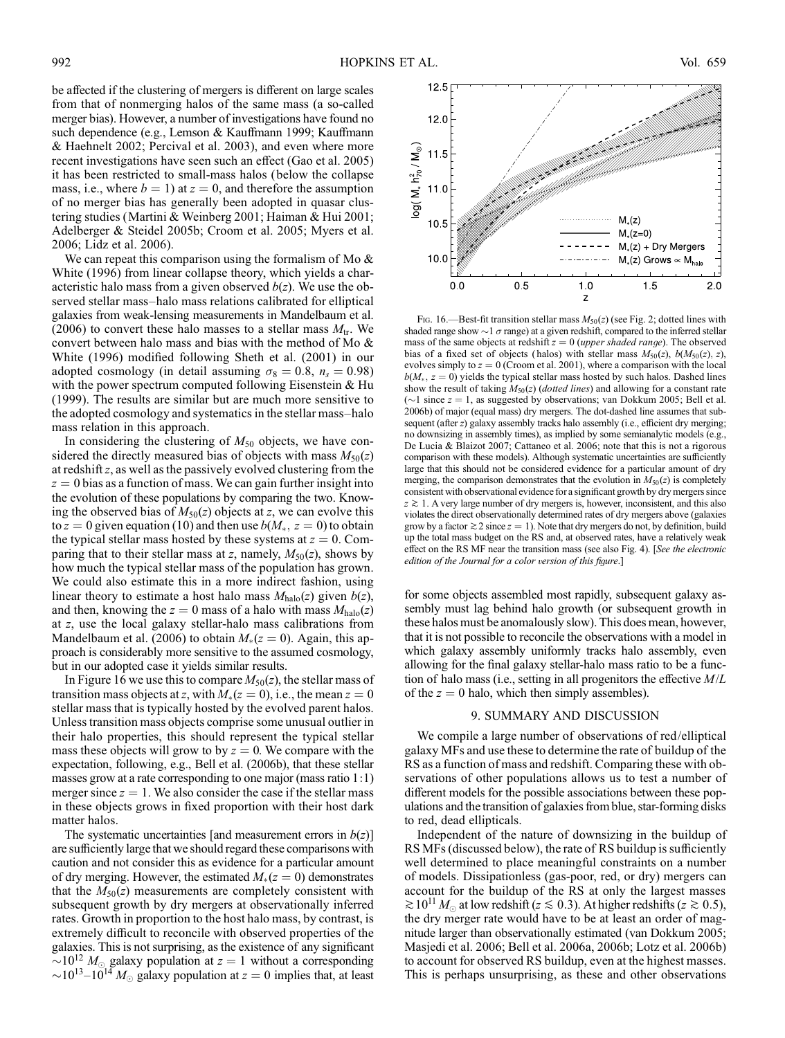be affected if the clustering of mergers is different on large scales from that of nonmerging halos of the same mass (a so-called merger bias). However, a number of investigations have found no such dependence (e.g., Lemson & Kauffmann 1999; Kauffmann & Haehnelt 2002; Percival et al. 2003), and even where more recent investigations have seen such an effect (Gao et al. 2005) it has been restricted to small-mass halos (below the collapse mass, i.e., where $b = 1$) at $z = 0$, and therefore the assumption of no merger bias has generally been adopted in quasar clustering studies (Martini & Weinberg 2001; Haiman & Hui 2001; Adelberger & Steidel 2005b; Croom et al. 2005; Myers et al. 2006; Lidz et al. 2006).

We can repeat this comparison using the formalism of Mo & White (1996) from linear collapse theory, which yields a characteristic halo mass from a given observed $b(z)$. We use the observed stellar mass–halo mass relations calibrated for elliptical galaxies from weak-lensing measurements in Mandelbaum et al. (2006) to convert these halo masses to a stellar mass $M_{\rm tr}$. We convert between halo mass and bias with the method of Mo & White (1996) modified following Sheth et al. (2001) in our adopted cosmology (in detail assuming $\sigma_8 = 0.8$, $n_s = 0.98$) with the power spectrum computed following Eisenstein & Hu (1999). The results are similar but are much more sensitive to the adopted cosmology and systematics in the stellar mass–halo mass relation in this approach.

In considering the clustering of $M_{50}$ objects, we have considered the directly measured bias of objects with mass $M_{50}(z)$ at redshift $z$, as well as the passively evolved clustering from the $z = 0$ bias as a function of mass. We can gain further insight into the evolution of these populations by comparing the two. Knowing the observed bias of $M_{50}(z)$ objects at $z$, we can evolve this to $z = 0$ given equation (10) and then use $b(M_*, z = 0)$ to obtain the typical stellar mass hosted by these systems at $z = 0$. Comparing that to their stellar mass at $z$, namely, $M_{50}(z)$, shows by how much the typical stellar mass of the population has grown. We could also estimate this in a more indirect fashion, using linear theory to estimate a host halo mass $M_{\rm halo}(z)$ given $b(z)$, and then, knowing the $z = 0$ mass of a halo with mass $M_{\rm halo}(z)$ at $z$, use the local galaxy stellar-halo mass calibrations from Mandelbaum et al. (2006) to obtain $M_*(z = 0)$. Again, this approach is considerably more sensitive to the assumed cosmology, but in our adopted case it yields similar results.

In Figure 16 we use this to compare $M_{50}(z)$, the stellar mass of transition mass objects at $z$, with $M_*(z = 0)$, i.e., the mean $z = 0$ stellar mass that is typically hosted by the evolved parent halos. Unless transition mass objects comprise some unusual outlier in their halo properties, this should represent the typical stellar mass these objects will grow to by $z = 0$. We compare with the expectation, following, e.g., Bell et al. (2006b), that these stellar masses grow at a rate corresponding to one major (mass ratio 1:1) merger since $z = 1$. We also consider the case if the stellar mass in these objects grows in fixed proportion with their host dark matter halos.

The systematic uncertainties [and measurement errors in $b(z)$] are sufficiently large that we should regard these comparisons with caution and not consider this as evidence for a particular amount of dry merging. However, the estimated $M_*(z = 0)$ demonstrates that the $M_{50}(z)$ measurements are completely consistent with subsequent growth by dry mergers at observationally inferred rates. Growth in proportion to the host halo mass, by contrast, is extremely difficult to reconcile with observed properties of the galaxies. This is not surprising, as the existence of any significant $\sim 10^{12}\,M_\odot$ galaxy population at $z = 1$ without a corresponding $\sim 10^{13}$–$10^{14}\,M_\odot$ galaxy population at $z = 0$ implies that, at least for some objects assembled most rapidly, subsequent galaxy assembly must lag behind halo growth (or subsequent growth in these halos must be anomalously slow). This does mean, however, that it is not possible to reconcile the observations with a model in which galaxy assembly uniformly tracks halo assembly, even allowing for the final galaxy stellar-halo mass ratio to be a function of halo mass (i.e., setting in all progenitors the effective $M/L$ of the $z = 0$ halo, which then simply assembles).

Fig. 16.—Best-fit transition stellar mass $M_{50}(z)$ (see Fig. 2; dotted lines with shaded range show $\sim 1\,\sigma$ range) at a given redshift, compared to the inferred stellar mass of the same objects at redshift $z = 0$ (*upper shaded range*). The observed bias of a fixed set of objects (halos) with stellar mass $M_{50}(z)$, $b(M_{50}(z), z)$, evolves simply to $z = 0$ (Croom et al. 2001), where a comparison with the local $b(M_*, z = 0)$ yields the typical stellar mass hosted by such halos. Dashed lines show the result of taking $M_{50}(z)$ (*dotted lines*) and allowing for a constant rate ($\sim 1$ since $z = 1$, as suggested by observations; van Dokkum 2005; Bell et al. 2006b) of major (equal mass) dry mergers. The dot-dashed line assumes that subsequent (after $z$) galaxy assembly tracks halo assembly (i.e., efficient dry merging; no downsizing in assembly times), as implied by some semianalytic models (e.g., De Lucia & Blaizot 2007; Cattaneo et al. 2006; note that this is not a rigorous comparison with these models). Although systematic uncertainties are sufficiently large that this should not be considered evidence for a particular amount of dry merging, the comparison demonstrates that the evolution in $M_{50}(z)$ is completely consistent with observational evidence for a significant growth by dry mergers since $z \gtrsim 1$. A very large number of dry mergers is, however, inconsistent, and this also violates the direct observationally determined rates of dry mergers above (galaxies grow by a factor $\gtrsim 2$ since $z = 1$). Note that dry mergers do not, by definition, build up the total mass budget on the RS and, at observed rates, have a relatively weak effect on the RS MF near the transition mass (see also Fig. 4). [*See the electronic edition of the Journal for a color version of this figure.*]

## 9. SUMMARY AND DISCUSSION

We compile a large number of observations of red/elliptical galaxy MFs and use these to determine the rate of buildup of the RS as a function of mass and redshift. Comparing these with observations of other populations allows us to test a number of different models for the possible associations between these populations and the transition of galaxies from blue, star-forming disks to red, dead ellipticals.

Independent of the nature of downsizing in the buildup of RS MFs (discussed below), the rate of RS buildup is sufficiently well determined to place meaningful constraints on a number of models. Dissipationless (gas-poor, red, or dry) mergers can account for the buildup of the RS at only the largest masses $\gtrsim 10^{11}\,M_\odot$ at low redshift ($z \lesssim 0.3$). At higher redshifts ($z \gtrsim 0.5$), the dry merger rate would have to be at least an order of magnitude larger than observationally estimated (van Dokkum 2005; Masjedi et al. 2006; Bell et al. 2006a, 2006b; Lotz et al. 2006b) to account for observed RS buildup, even at the highest masses. This is perhaps unsurprising, as these and other observations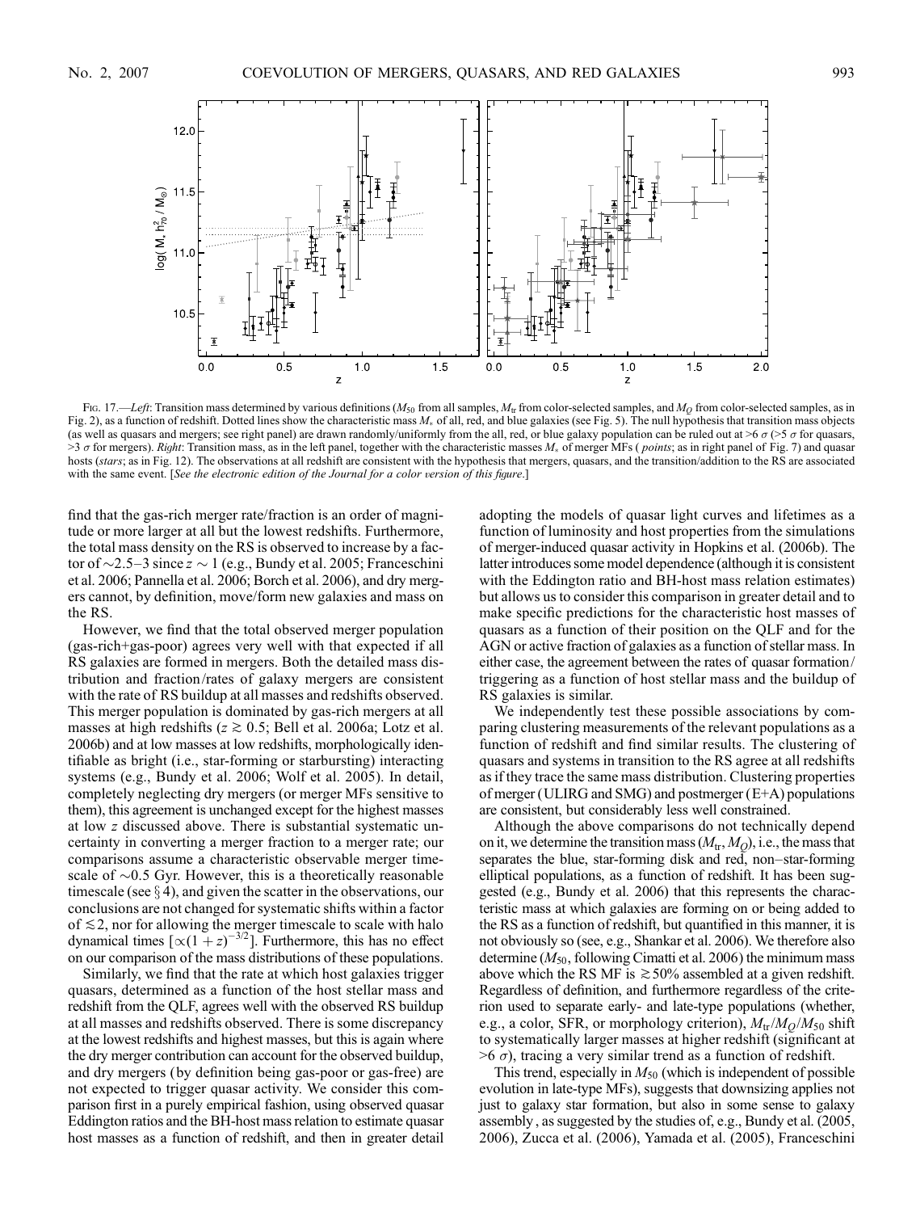Fig. 17.—*Left*: Transition mass determined by various definitions ($M_{50}$ from all samples, $M_{\rm tr}$ from color-selected samples, and $M_Q$ from color-selected samples, as in Fig. 2), as a function of redshift. Dotted lines show the characteristic mass $M_*$ of all, red, and blue galaxies (see Fig. 5). The null hypothesis that transition mass objects (as well as quasars and mergers; see right panel) are drawn randomly/uniformly from the all, red, or blue galaxy population can be ruled out at $>6\ \sigma$ ($>5\ \sigma$ for quasars, $>3\ \sigma$ for mergers). *Right*: Transition mass, as in the left panel, together with the characteristic masses $M_*$ of merger MFs (*points*; as in right panel of Fig. 7) and quasar hosts (*stars*; as in Fig. 12). The observations at all redshift are consistent with the hypothesis that mergers, quasars, and the transition/addition to the RS are associated with the same event. [*See the electronic edition of the Journal for a color version of this figure.*]

find that the gas-rich merger rate/fraction is an order of magnitude or more larger at all but the lowest redshifts. Furthermore, the total mass density on the RS is observed to increase by a factor of $\sim$2.5–3 since $z \sim 1$ (e.g., Bundy et al. 2005; Franceschini et al. 2006; Pannella et al. 2006; Borch et al. 2006), and dry mergers cannot, by definition, move/form new galaxies and mass on the RS.

However, we find that the total observed merger population (gas-rich+gas-poor) agrees very well with that expected if all RS galaxies are formed in mergers. Both the detailed mass distribution and fraction/rates of galaxy mergers are consistent with the rate of RS buildup at all masses and redshifts observed. This merger population is dominated by gas-rich mergers at all masses at high redshifts ($z \gtrsim 0.5$; Bell et al. 2006a; Lotz et al. 2006b) and at low masses at low redshifts, morphologically identifiable as bright (i.e., star-forming or starbursting) interacting systems (e.g., Bundy et al. 2006; Wolf et al. 2005). In detail, completely neglecting dry mergers (or merger MFs sensitive to them), this agreement is unchanged except for the highest masses at low $z$ discussed above. There is substantial systematic uncertainty in converting a merger fraction to a merger rate; our comparisons assume a characteristic observable merger timescale of $\sim$0.5 Gyr. However, this is a theoretically reasonable timescale (see § 4), and given the scatter in the observations, our conclusions are not changed for systematic shifts within a factor of $\lesssim 2$, nor for allowing the merger timescale to scale with halo dynamical times [$\propto (1+z)^{-3/2}$]. Furthermore, this has no effect on our comparison of the mass distributions of these populations.

Similarly, we find that the rate at which host galaxies trigger quasars, determined as a function of the host stellar mass and redshift from the QLF, agrees well with the observed RS buildup at all masses and redshifts observed. There is some discrepancy at the lowest redshifts and highest masses, but this is again where the dry merger contribution can account for the observed buildup, and dry mergers (by definition being gas-poor or gas-free) are not expected to trigger quasar activity. We consider this comparison first in a purely empirical fashion, using observed quasar Eddington ratios and the BH-host mass relation to estimate quasar host masses as a function of redshift, and then in greater detail adopting the models of quasar light curves and lifetimes as a function of luminosity and host properties from the simulations of merger-induced quasar activity in Hopkins et al. (2006b). The latter introduces some model dependence (although it is consistent with the Eddington ratio and BH-host mass relation estimates) but allows us to consider this comparison in greater detail and to make specific predictions for the characteristic host masses of quasars as a function of their position on the QLF and for the AGN or active fraction of galaxies as a function of stellar mass. In either case, the agreement between the rates of quasar formation/triggering as a function of host stellar mass and the buildup of RS galaxies is similar.

We independently test these possible associations by comparing clustering measurements of the relevant populations as a function of redshift and find similar results. The clustering of quasars and systems in transition to the RS agree at all redshifts as if they trace the same mass distribution. Clustering properties of merger (ULIRG and SMG) and postmerger (E+A) populations are consistent, but considerably less well constrained.

Although the above comparisons do not technically depend on it, we determine the transition mass ($M_{\rm tr}$, $M_Q$), i.e., the mass that separates the blue, star-forming disk and red, non–star-forming elliptical populations, as a function of redshift. It has been suggested (e.g., Bundy et al. 2006) that this represents the characteristic mass at which galaxies are forming on or being added to the RS as a function of redshift, but quantified in this manner, it is not obviously so (see, e.g., Shankar et al. 2006). We therefore also determine ($M_{50}$, following Cimatti et al. 2006) the minimum mass above which the RS MF is $\gtrsim 50\%$ assembled at a given redshift. Regardless of definition, and furthermore regardless of the criterion used to separate early- and late-type populations (whether, e.g., a color, SFR, or morphology criterion), $M_{\rm tr}/M_Q/M_{50}$ shift to systematically larger masses at higher redshift (significant at $>6\ \sigma$), tracing a very similar trend as a function of redshift.

This trend, especially in $M_{50}$ (which is independent of possible evolution in late-type MFs), suggests that downsizing applies not just to galaxy star formation, but also in some sense to galaxy assembly, as suggested by the studies of, e.g., Bundy et al. (2005, 2006), Zucca et al. (2006), Yamada et al. (2005), Franceschini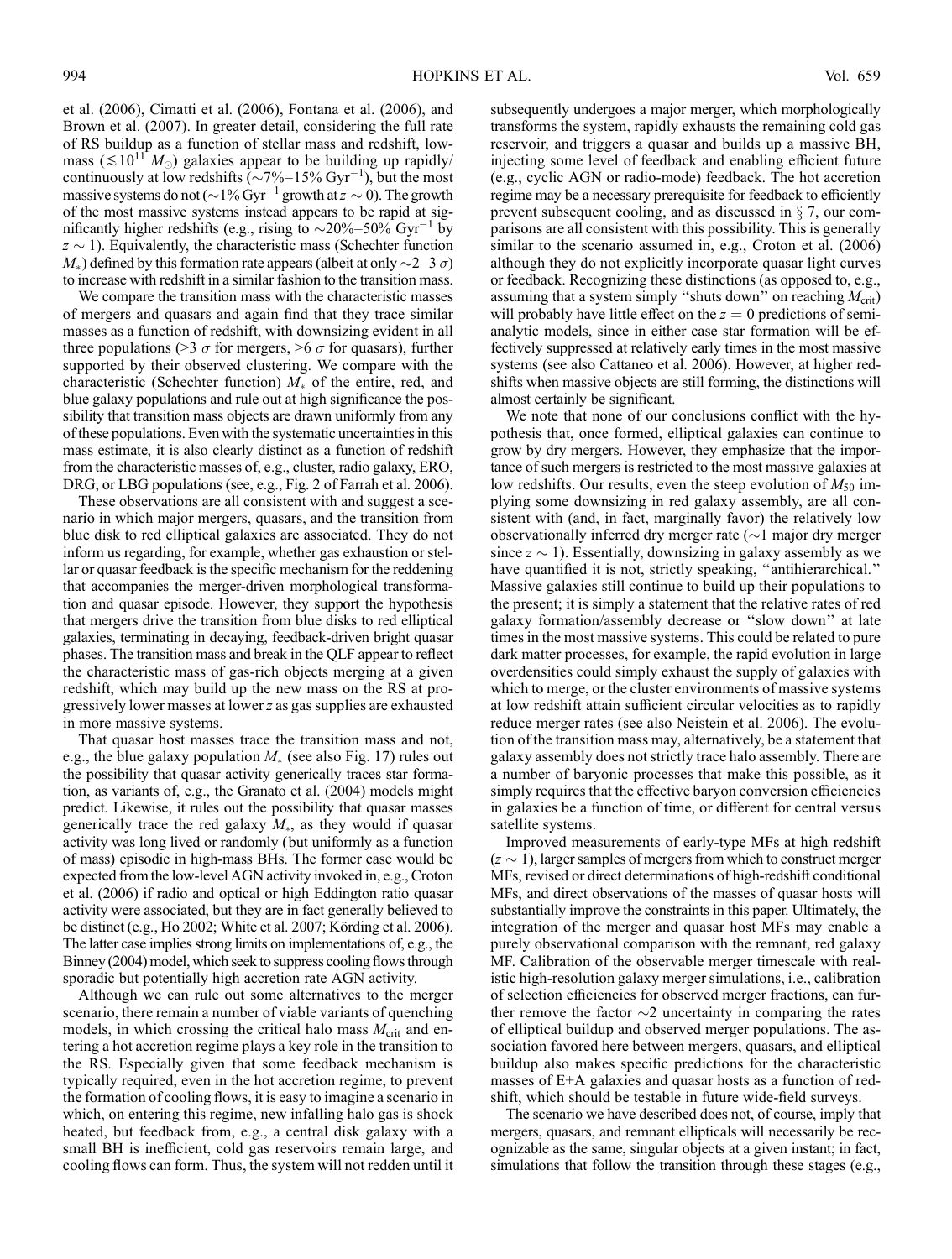et al. (2006), Cimatti et al. (2006), Fontana et al. (2006), and Brown et al. (2007). In greater detail, considering the full rate of RS buildup as a function of stellar mass and redshift, low-mass ($\lesssim 10^{11}\ M_{\odot}$) galaxies appear to be building up rapidly/continuously at low redshifts ($\sim$7%–15% Gyr$^{-1}$), but the most massive systems do not ($\sim$1% Gyr$^{-1}$ growth at $z \sim 0$). The growth of the most massive systems instead appears to be rapid at significantly higher redshifts (e.g., rising to $\sim$20%–50% Gyr$^{-1}$ by $z \sim 1$). Equivalently, the characteristic mass (Schechter function $M_*$) defined by this formation rate appears (albeit at only $\sim$2–3 $\sigma$) to increase with redshift in a similar fashion to the transition mass.

We compare the transition mass with the characteristic masses of mergers and quasars and again find that they trace similar masses as a function of redshift, with downsizing evident in all three populations ($>$3 $\sigma$ for mergers, $>$6 $\sigma$ for quasars), further supported by their observed clustering. We compare with the characteristic (Schechter function) $M_*$ of the entire, red, and blue galaxy populations and rule out at high significance the possibility that transition mass objects are drawn uniformly from any of these populations. Even with the systematic uncertainties in this mass estimate, it is also clearly distinct as a function of redshift from the characteristic masses of, e.g., cluster, radio galaxy, ERO, DRG, or LBG populations (see, e.g., Fig. 2 of Farrah et al. 2006).

These observations are all consistent with and suggest a scenario in which major mergers, quasars, and the transition from blue disk to red elliptical galaxies are associated. They do not inform us regarding, for example, whether gas exhaustion or stellar or quasar feedback is the specific mechanism for the reddening that accompanies the merger-driven morphological transformation and quasar episode. However, they support the hypothesis that mergers drive the transition from blue disks to red elliptical galaxies, terminating in decaying, feedback-driven bright quasar phases. The transition mass and break in the QLF appear to reflect the characteristic mass of gas-rich objects merging at a given redshift, which may build up the new mass on the RS at progressively lower masses at lower $z$ as gas supplies are exhausted in more massive systems.

That quasar host masses trace the transition mass and not, e.g., the blue galaxy population $M_*$ (see also Fig. 17) rules out the possibility that quasar activity generically traces star formation, as variants of, e.g., the Granato et al. (2004) models might predict. Likewise, it rules out the possibility that quasar masses generically trace the red galaxy $M_*$, as they would if quasar activity was long lived or randomly (but uniformly as a function of mass) episodic in high-mass BHs. The former case would be expected from the low-level AGN activity invoked in, e.g., Croton et al. (2006) if radio and optical or high Eddington ratio quasar activity were associated, but they are in fact generally believed to be distinct (e.g., Ho 2002; White et al. 2007; Körding et al. 2006). The latter case implies strong limits on implementations of, e.g., the Binney (2004) model, which seek to suppress cooling flows through sporadic but potentially high accretion rate AGN activity.

Although we can rule out some alternatives to the merger scenario, there remain a number of viable variants of quenching models, in which crossing the critical halo mass $M_{\rm crit}$ and entering a hot accretion regime plays a key role in the transition to the RS. Especially given that some feedback mechanism is typically required, even in the hot accretion regime, to prevent the formation of cooling flows, it is easy to imagine a scenario in which, on entering this regime, new infalling halo gas is shock heated, but feedback from, e.g., a central disk galaxy with a small BH is inefficient, cold gas reservoirs remain large, and cooling flows can form. Thus, the system will not redden until it subsequently undergoes a major merger, which morphologically transforms the system, rapidly exhausts the remaining cold gas reservoir, and triggers a quasar and builds up a massive BH, injecting some level of feedback and enabling efficient future (e.g., cyclic AGN or radio-mode) feedback. The hot accretion regime may be a necessary prerequisite for feedback to efficiently prevent subsequent cooling, and as discussed in § 7, our comparisons are all consistent with this possibility. This is generally similar to the scenario assumed in, e.g., Croton et al. (2006) although they do not explicitly incorporate quasar light curves or feedback. Recognizing these distinctions (as opposed to, e.g., assuming that a system simply "shuts down" on reaching $M_{\rm crit}$) will probably have little effect on the $z = 0$ predictions of semianalytic models, since in either case star formation will be effectively suppressed at relatively early times in the most massive systems (see also Cattaneo et al. 2006). However, at higher redshifts when massive objects are still forming, the distinctions will almost certainly be significant.

We note that none of our conclusions conflict with the hypothesis that, once formed, elliptical galaxies can continue to grow by dry mergers. However, they emphasize that the importance of such mergers is restricted to the most massive galaxies at low redshifts. Our results, even the steep evolution of $M_{50}$ implying some downsizing in red galaxy assembly, are all consistent with (and, in fact, marginally favor) the relatively low observationally inferred dry merger rate ($\sim$1 major dry merger since $z \sim 1$). Essentially, downsizing in galaxy assembly as we have quantified it is not, strictly speaking, "antihierarchical." Massive galaxies still continue to build up their populations to the present; it is simply a statement that the relative rates of red galaxy formation/assembly decrease or "slow down" at late times in the most massive systems. This could be related to pure dark matter processes, for example, the rapid evolution in large overdensities could simply exhaust the supply of galaxies with which to merge, or the cluster environments of massive systems at low redshift attain sufficient circular velocities as to rapidly reduce merger rates (see also Neistein et al. 2006). The evolution of the transition mass may, alternatively, be a statement that galaxy assembly does not strictly trace halo assembly. There are a number of baryonic processes that make this possible, as it simply requires that the effective baryon conversion efficiencies in galaxies be a function of time, or different for central versus satellite systems.

Improved measurements of early-type MFs at high redshift ($z \sim 1$), larger samples of mergers from which to construct merger MFs, revised or direct determinations of high-redshift conditional MFs, and direct observations of the masses of quasar hosts will substantially improve the constraints in this paper. Ultimately, the integration of the merger and quasar host MFs may enable a purely observational comparison with the remnant, red galaxy MF. Calibration of the observable merger timescale with realistic high-resolution galaxy merger simulations, i.e., calibration of selection efficiencies for observed merger fractions, can further remove the factor $\sim$2 uncertainty in comparing the rates of elliptical buildup and observed merger populations. The association favored here between mergers, quasars, and elliptical buildup also makes specific predictions for the characteristic masses of E+A galaxies and quasar hosts as a function of redshift, which should be testable in future wide-field surveys.

The scenario we have described does not, of course, imply that mergers, quasars, and remnant ellipticals will necessarily be recognizable as the same, singular objects at a given instant; in fact, simulations that follow the transition through these stages (e.g.,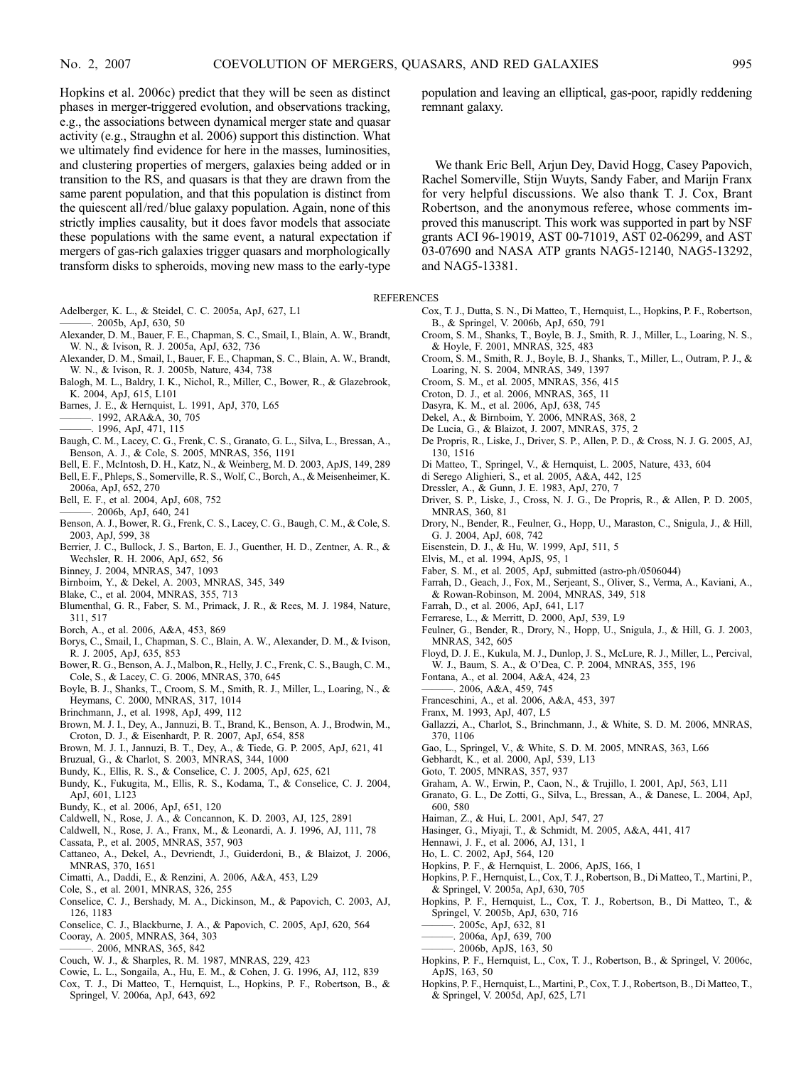Hopkins et al. 2006c) predict that they will be seen as distinct phases in merger-triggered evolution, and observations tracking, e.g., the associations between dynamical merger state and quasar activity (e.g., Straughn et al. 2006) support this distinction. What we ultimately find evidence for here in the masses, luminosities, and clustering properties of mergers, galaxies being added or in transition to the RS, and quasars is that they are drawn from the same parent population, and that this population is distinct from the quiescent all/red/blue galaxy population. Again, none of this strictly implies causality, but it does favor models that associate these populations with the same event, a natural expectation if mergers of gas-rich galaxies trigger quasars and morphologically transform disks to spheroids, moving new mass to the early-type population and leaving an elliptical, gas-poor, rapidly reddening remnant galaxy.

We thank Eric Bell, Arjun Dey, David Hogg, Casey Papovich, Rachel Somerville, Stijn Wuyts, Sandy Faber, and Marijn Franx for very helpful discussions. We also thank T. J. Cox, Brant Robertson, and the anonymous referee, whose comments improved this manuscript. This work was supported in part by NSF grants ACI 96-19019, AST 00-71019, AST 02-06299, and AST 03-07690 and NASA ATP grants NAG5-12140, NAG5-13292, and NAG5-13381.

## REFERENCES

Adelberger, K. L., & Steidel, C. C. 2005a, ApJ, 627, L1
———. 2005b, ApJ, 630, 50
Alexander, D. M., Bauer, F. E., Chapman, S. C., Smail, I., Blain, A. W., Brandt, W. N., & Ivison, R. J. 2005a, ApJ, 632, 736
Alexander, D. M., Smail, I., Bauer, F. E., Chapman, S. C., Blain, A. W., Brandt, W. N., & Ivison, R. J. 2005b, Nature, 434, 738
Balogh, M. L., Baldry, I. K., Nichol, R., Miller, C., Bower, R., & Glazebrook, K. 2004, ApJ, 615, L101
Barnes, J. E., & Hernquist, L. 1991, ApJ, 370, L65
———. 1992, ARA&A, 30, 705
———. 1996, ApJ, 471, 115
Baugh, C. M., Lacey, C. G., Frenk, C. S., Granato, G. L., Silva, L., Bressan, A., Benson, A. J., & Cole, S. 2005, MNRAS, 356, 1191
Bell, E. F., McIntosh, D. H., Katz, N., & Weinberg, M. D. 2003, ApJS, 149, 289
Bell, E. F., Phleps, S., Somerville, R. S., Wolf, C., Borch, A., & Meisenheimer, K. 2006a, ApJ, 652, 270
Bell, E. F., et al. 2004, ApJ, 608, 752
———. 2006b, ApJ, 640, 241
Benson, A. J., Bower, R. G., Frenk, C. S., Lacey, C. G., Baugh, C. M., & Cole, S. 2003, ApJ, 599, 38
Berrier, J. C., Bullock, J. S., Barton, E. J., Guenther, H. D., Zentner, A. R., & Wechsler, R. H. 2006, ApJ, 652, 56
Binney, J. 2004, MNRAS, 347, 1093
Birnboim, Y., & Dekel, A. 2003, MNRAS, 345, 349
Blake, C., et al. 2004, MNRAS, 355, 713
Blumenthal, G. R., Faber, S. M., Primack, J. R., & Rees, M. J. 1984, Nature, 311, 517
Borch, A., et al. 2006, A&A, 453, 869
Borys, C., Smail, I., Chapman, S. C., Blain, A. W., Alexander, D. M., & Ivison, R. J. 2005, ApJ, 635, 853
Bower, R. G., Benson, A. J., Malbon, R., Helly, J. C., Frenk, C. S., Baugh, C. M., Cole, S., & Lacey, C. G. 2006, MNRAS, 370, 645
Boyle, B. J., Shanks, T., Croom, S. M., Smith, R. J., Miller, L., Loaring, N., & Heymans, C. 2000, MNRAS, 317, 1014
Brinchmann, J., et al. 1998, ApJ, 499, 112
Brown, M. J. I., Dey, A., Jannuzi, B. T., Brand, K., Benson, A. J., Brodwin, M., Croton, D. J., & Eisenhardt, P. R. 2007, ApJ, 654, 858
Brown, M. J. I., Jannuzi, B. T., Dey, A., & Tiede, G. P. 2005, ApJ, 621, 41
Bruzual, G., & Charlot, S. 2003, MNRAS, 344, 1000
Bundy, K., Ellis, R. S., & Conselice, C. J. 2005, ApJ, 625, 621
Bundy, K., Fukugita, M., Ellis, R. S., Kodama, T., & Conselice, C. J. 2004, ApJ, 601, L123
Bundy, K., et al. 2006, ApJ, 651, 120
Caldwell, N., Rose, J. A., & Concannon, K. D. 2003, AJ, 125, 2891
Caldwell, N., Rose, J. A., Franx, M., & Leonardi, A. J. 1996, AJ, 111, 78
Cassata, P., et al. 2005, MNRAS, 357, 903
Cattaneo, A., Dekel, A., Devriendt, J., Guiderdoni, B., & Blaizot, J. 2006, MNRAS, 370, 1651
Cimatti, A., Daddi, E., & Renzini, A. 2006, A&A, 453, L29
Cole, S., et al. 2001, MNRAS, 326, 255
Conselice, C. J., Bershady, M. A., Dickinson, M., & Papovich, C. 2003, AJ, 126, 1183
Conselice, C. J., Blackburne, J. A., & Papovich, C. 2005, ApJ, 620, 564
Cooray, A. 2005, MNRAS, 364, 303
———. 2006, MNRAS, 365, 842
Couch, W. J., & Sharples, R. M. 1987, MNRAS, 229, 423
Cowie, L. L., Songaila, A., Hu, E. M., & Cohen, J. G. 1996, AJ, 112, 839
Cox, T. J., Di Matteo, T., Hernquist, L., Hopkins, P. F., Robertson, B., & Springel, V. 2006a, ApJ, 643, 692
Cox, T. J., Dutta, S. N., Di Matteo, T., Hernquist, L., Hopkins, P. F., Robertson, B., & Springel, V. 2006b, ApJ, 650, 791
Croom, S. M., Shanks, T., Boyle, B. J., Smith, R. J., Miller, L., Loaring, N. S., & Hoyle, F. 2001, MNRAS, 325, 483
Croom, S. M., Smith, R. J., Boyle, B. J., Shanks, T., Miller, L., Outram, P. J., & Loaring, N. S. 2004, MNRAS, 349, 1397
Croom, S. M., et al. 2005, MNRAS, 356, 415
Croton, D. J., et al. 2006, MNRAS, 365, 11
Dasyra, K. M., et al. 2006, ApJ, 638, 745
Dekel, A., & Birnboim, Y. 2006, MNRAS, 368, 2
De Lucia, G., & Blaizot, J. 2007, MNRAS, 375, 2
De Propris, R., Liske, J., Driver, S. P., Allen, P. D., & Cross, N. J. G. 2005, AJ, 130, 1516
Di Matteo, T., Springel, V., & Hernquist, L. 2005, Nature, 433, 604
di Serego Alighieri, S., et al. 2005, A&A, 442, 125
Dressler, A., & Gunn, J. E. 1983, ApJ, 270, 7
Driver, S. P., Liske, J., Cross, N. J. G., De Propris, R., & Allen, P. D. 2005, MNRAS, 360, 81
Drory, N., Bender, R., Feulner, G., Hopp, U., Maraston, C., Snigula, J., & Hill, G. J. 2004, ApJ, 608, 742
Eisenstein, D. J., & Hu, W. 1999, ApJ, 511, 5
Elvis, M., et al. 1994, ApJS, 95, 1
Faber, S. M., et al. 2005, ApJ, submitted (astro-ph/0506044)
Farrah, D., Geach, J., Fox, M., Serjeant, S., Oliver, S., Verma, A., Kaviani, A., & Rowan-Robinson, M. 2004, MNRAS, 349, 518
Farrah, D., et al. 2006, ApJ, 641, L17
Ferrarese, L., & Merritt, D. 2000, ApJ, 539, L9
Feulner, G., Bender, R., Drory, N., Hopp, U., Snigula, J., & Hill, G. J. 2003, MNRAS, 342, 605
Floyd, D. J. E., Kukula, M. J., Dunlop, J. S., McLure, R. J., Miller, L., Percival, W. J., Baum, S. A., & O'Dea, C. P. 2004, MNRAS, 355, 196
Fontana, A., et al. 2004, A&A, 424, 23
———. 2006, A&A, 459, 745
Franceschini, A., et al. 2006, A&A, 453, 397
Franx, M. 1993, ApJ, 407, L5
Gallazzi, A., Charlot, S., Brinchmann, J., & White, S. D. M. 2006, MNRAS, 370, 1106
Gao, L., Springel, V., & White, S. D. M. 2005, MNRAS, 363, L66
Gebhardt, K., et al. 2000, ApJ, 539, L13
Goto, T. 2005, MNRAS, 357, 937
Graham, A. W., Erwin, P., Caon, N., & Trujillo, I. 2001, ApJ, 563, L11
Granato, G. L., De Zotti, G., Silva, L., Bressan, A., & Danese, L. 2004, ApJ, 600, 580
Haiman, Z., & Hui, L. 2001, ApJ, 547, 27
Hasinger, G., Miyaji, T., & Schmidt, M. 2005, A&A, 441, 417
Hennawi, J. F., et al. 2006, AJ, 131, 1
Ho, L. C. 2002, ApJ, 564, 120
Hopkins, P. F., & Hernquist, L. 2006, ApJS, 166, 1
Hopkins, P. F., Hernquist, L., Cox, T. J., Robertson, B., Di Matteo, T., Martini, P., & Springel, V. 2005a, ApJ, 630, 705
Hopkins, P. F., Hernquist, L., Cox, T. J., Robertson, B., Di Matteo, T., & Springel, V. 2005b, ApJ, 630, 716
———. 2005c, ApJ, 632, 81
———. 2006a, ApJ, 639, 700
———. 2006b, ApJS, 163, 50
Hopkins, P. F., Hernquist, L., Cox, T. J., Robertson, B., & Springel, V. 2006c, ApJS, 163, 50
Hopkins, P. F., Hernquist, L., Martini, P., Cox, T. J., Robertson, B., Di Matteo, T., & Springel, V. 2005d, ApJ, 625, L71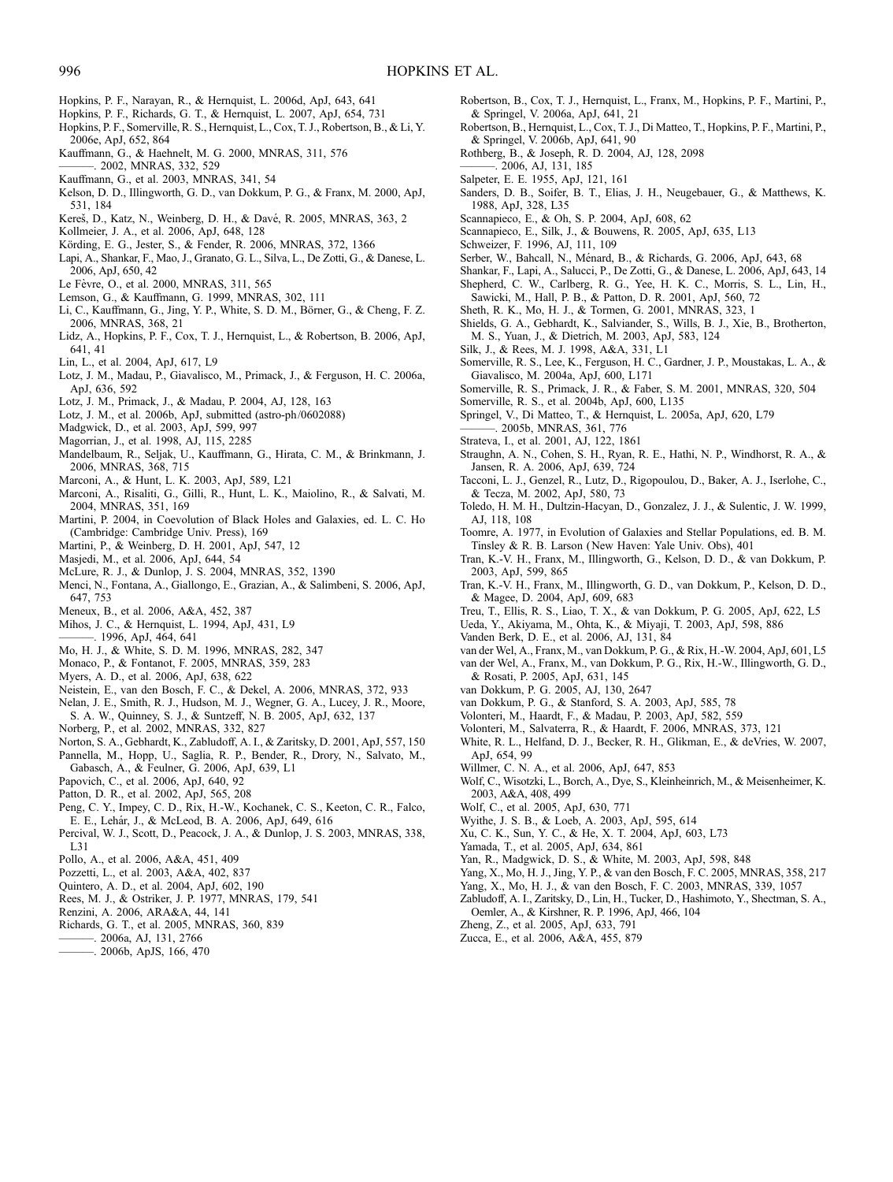Hopkins, P. F., Narayan, R., & Hernquist, L. 2006d, ApJ, 643, 641

Hopkins, P. F., Richards, G. T., & Hernquist, L. 2007, ApJ, 654, 731

Hopkins, P. F., Somerville, R. S., Hernquist, L., Cox, T. J., Robertson, B., & Li, Y. 2006e, ApJ, 652, 864

Kauffmann, G., & Haehnelt, M. G. 2000, MNRAS, 311, 576

———. 2002, MNRAS, 332, 529

Kauffmann, G., et al. 2003, MNRAS, 341, 54

Kelson, D. D., Illingworth, G. D., van Dokkum, P. G., & Franx, M. 2000, ApJ, 531, 184

Kereš, D., Katz, N., Weinberg, D. H., & Davé, R. 2005, MNRAS, 363, 2

Kollmeier, J. A., et al. 2006, ApJ, 648, 128

Körding, E. G., Jester, S., & Fender, R. 2006, MNRAS, 372, 1366

Lapi, A., Shankar, F., Mao, J., Granato, G. L., Silva, L., De Zotti, G., & Danese, L. 2006, ApJ, 650, 42

Le Fèvre, O., et al. 2000, MNRAS, 311, 565

Lemson, G., & Kauffmann, G. 1999, MNRAS, 302, 111

Li, C., Kauffmann, G., Jing, Y. P., White, S. D. M., Börner, G., & Cheng, F. Z. 2006, MNRAS, 368, 21

Lidz, A., Hopkins, P. F., Cox, T. J., Hernquist, L., & Robertson, B. 2006, ApJ, 641, 41

Lin, L., et al. 2004, ApJ, 617, L9

Lotz, J. M., Madau, P., Giavalisco, M., Primack, J., & Ferguson, H. C. 2006a, ApJ, 636, 592

Lotz, J. M., Primack, J., & Madau, P. 2004, AJ, 128, 163

Lotz, J. M., et al. 2006b, ApJ, submitted (astro-ph/0602088)

Madgwick, D., et al. 2003, ApJ, 599, 997

Magorrian, J., et al. 1998, AJ, 115, 2285

Mandelbaum, R., Seljak, U., Kauffmann, G., Hirata, C. M., & Brinkmann, J. 2006, MNRAS, 368, 715

Marconi, A., & Hunt, L. K. 2003, ApJ, 589, L21

Marconi, A., Risaliti, G., Gilli, R., Hunt, L. K., Maiolino, R., & Salvati, M. 2004, MNRAS, 351, 169

Martini, P. 2004, in Coevolution of Black Holes and Galaxies, ed. L. C. Ho (Cambridge: Cambridge Univ. Press), 169

Martini, P., & Weinberg, D. H. 2001, ApJ, 547, 12

Masjedi, M., et al. 2006, ApJ, 644, 54

McLure, R. J., & Dunlop, J. S. 2004, MNRAS, 352, 1390

Menci, N., Fontana, A., Giallongo, E., Grazian, A., & Salimbeni, S. 2006, ApJ, 647, 753

Meneux, B., et al. 2006, A&A, 452, 387

Mihos, J. C., & Hernquist, L. 1994, ApJ, 431, L9

———. 1996, ApJ, 464, 641

Mo, H. J., & White, S. D. M. 1996, MNRAS, 282, 347

Monaco, P., & Fontanot, F. 2005, MNRAS, 359, 283

Myers, A. D., et al. 2006, ApJ, 638, 622

Neistein, E., van den Bosch, F. C., & Dekel, A. 2006, MNRAS, 372, 933

Nelan, J. E., Smith, R. J., Hudson, M. J., Wegner, G. A., Lucey, J. R., Moore, S. A. W., Quinney, S. J., & Suntzeff, N. B. 2005, ApJ, 632, 137

Norberg, P., et al. 2002, MNRAS, 332, 827

Norton, S. A., Gebhardt, K., Zabludoff, A. I., & Zaritsky, D. 2001, ApJ, 557, 150

Pannella, M., Hopp, U., Saglia, R. P., Bender, R., Drory, N., Salvato, M., Gabasch, A., & Feulner, G. 2006, ApJ, 639, L1

Papovich, C., et al. 2006, ApJ, 640, 92

Patton, D. R., et al. 2002, ApJ, 565, 208

Peng, C. Y., Impey, C. D., Rix, H.-W., Kochanek, C. S., Keeton, C. R., Falco, E. E., Lehár, J., & McLeod, B. A. 2006, ApJ, 649, 616

Percival, W. J., Scott, D., Peacock, J. A., & Dunlop, J. S. 2003, MNRAS, 338, L31

Pollo, A., et al. 2006, A&A, 451, 409

Pozzetti, L., et al. 2003, A&A, 402, 837

Quintero, A. D., et al. 2004, ApJ, 602, 190

Rees, M. J., & Ostriker, J. P. 1977, MNRAS, 179, 541

Renzini, A. 2006, ARA&A, 44, 141

Richards, G. T., et al. 2005, MNRAS, 360, 839

———. 2006a, AJ, 131, 2766

———. 2006b, ApJS, 166, 470

Robertson, B., Cox, T. J., Hernquist, L., Franx, M., Hopkins, P. F., Martini, P., & Springel, V. 2006a, ApJ, 641, 21

Robertson, B., Hernquist, L., Cox, T. J., Di Matteo, T., Hopkins, P. F., Martini, P., & Springel, V. 2006b, ApJ, 641, 90

Rothberg, B., & Joseph, R. D. 2004, AJ, 128, 2098

———. 2006, AJ, 131, 185

Salpeter, E. E. 1955, ApJ, 121, 161

Sanders, D. B., Soifer, B. T., Elias, J. H., Neugebauer, G., & Matthews, K. 1988, ApJ, 328, L35

Scannapieco, E., & Oh, S. P. 2004, ApJ, 608, 62

Scannapieco, E., Silk, J., & Bouwens, R. 2005, ApJ, 635, L13

Schweizer, F. 1996, AJ, 111, 109

Serber, W., Bahcall, N., Ménard, B., & Richards, G. 2006, ApJ, 643, 68

Shankar, F., Lapi, A., Salucci, P., De Zotti, G., & Danese, L. 2006, ApJ, 643, 14

Shepherd, C. W., Carlberg, R. G., Yee, H. K. C., Morris, S. L., Lin, H., Sawicki, M., Hall, P. B., & Patton, D. R. 2001, ApJ, 560, 72

Sheth, R. K., Mo, H. J., & Tormen, G. 2001, MNRAS, 323, 1

Shields, G. A., Gebhardt, K., Salviander, S., Wills, B. J., Xie, B., Brotherton, M. S., Yuan, J., & Dietrich, M. 2003, ApJ, 583, 124

Silk, J., & Rees, M. J. 1998, A&A, 331, L1

Somerville, R. S., Lee, K., Ferguson, H. C., Gardner, J. P., Moustakas, L. A., & Giavalisco, M. 2004a, ApJ, 600, L171

Somerville, R. S., Primack, J. R., & Faber, S. M. 2001, MNRAS, 320, 504

Somerville, R. S., et al. 2004b, ApJ, 600, L135

Springel, V., Di Matteo, T., & Hernquist, L. 2005a, ApJ, 620, L79

———. 2005b, MNRAS, 361, 776

Strateva, I., et al. 2001, AJ, 122, 1861

Straughn, A. N., Cohen, S. H., Ryan, R. E., Hathi, N. P., Windhorst, R. A., & Jansen, R. A. 2006, ApJ, 639, 724

Tacconi, L. J., Genzel, R., Lutz, D., Rigopoulou, D., Baker, A. J., Iserlohe, C., & Tecza, M. 2002, ApJ, 580, 73

Toledo, H. M. H., Dultzin-Hacyan, D., Gonzalez, J. J., & Sulentic, J. W. 1999, AJ, 118, 108

Toomre, A. 1977, in Evolution of Galaxies and Stellar Populations, ed. B. M. Tinsley & R. B. Larson (New Haven: Yale Univ. Obs), 401

Tran, K.-V. H., Franx, M., Illingworth, G., Kelson, D. D., & van Dokkum, P. 2003, ApJ, 599, 865

Tran, K.-V. H., Franx, M., Illingworth, G. D., van Dokkum, P., Kelson, D. D., & Magee, D. 2004, ApJ, 609, 683

Treu, T., Ellis, R. S., Liao, T. X., & van Dokkum, P. G. 2005, ApJ, 622, L5

Ueda, Y., Akiyama, M., Ohta, K., & Miyaji, T. 2003, ApJ, 598, 886

Vanden Berk, D. E., et al. 2006, AJ, 131, 84

van der Wel, A., Franx, M., van Dokkum, P. G., & Rix, H.-W. 2004, ApJ, 601, L5

van der Wel, A., Franx, M., van Dokkum, P. G., Rix, H.-W., Illingworth, G. D., & Rosati, P. 2005, ApJ, 631, 145

van Dokkum, P. G. 2005, AJ, 130, 2647

van Dokkum, P. G., & Stanford, S. A. 2003, ApJ, 585, 78

Volonteri, M., Haardt, F., & Madau, P. 2003, ApJ, 582, 559

Volonteri, M., Salvaterra, R., & Haardt, F. 2006, MNRAS, 373, 121

White, R. L., Helfand, D. J., Becker, R. H., Glikman, E., & deVries, W. 2007, ApJ, 654, 99

Willmer, C. N. A., et al. 2006, ApJ, 647, 853

Wolf, C., Wisotzki, L., Borch, A., Dye, S., Kleinheinrich, M., & Meisenheimer, K. 2003, A&A, 408, 499

Wolf, C., et al. 2005, ApJ, 630, 771

Wyithe, J. S. B., & Loeb, A. 2003, ApJ, 595, 614

Xu, C. K., Sun, Y. C., & He, X. T. 2004, ApJ, 603, L73

Yamada, T., et al. 2005, ApJ, 634, 861

Yan, R., Madgwick, D. S., & White, M. 2003, ApJ, 598, 848

Yang, X., Mo, H. J., Jing, Y. P., & van den Bosch, F. C. 2005, MNRAS, 358, 217

Yang, X., Mo, H. J., & van den Bosch, F. C. 2003, MNRAS, 339, 1057

Zabludoff, A. I., Zaritsky, D., Lin, H., Tucker, D., Hashimoto, Y., Shectman, S. A., Oemler, A., & Kirshner, R. P. 1996, ApJ, 466, 104

Zheng, Z., et al. 2005, ApJ, 633, 791

Zucca, E., et al. 2006, A&A, 455, 879